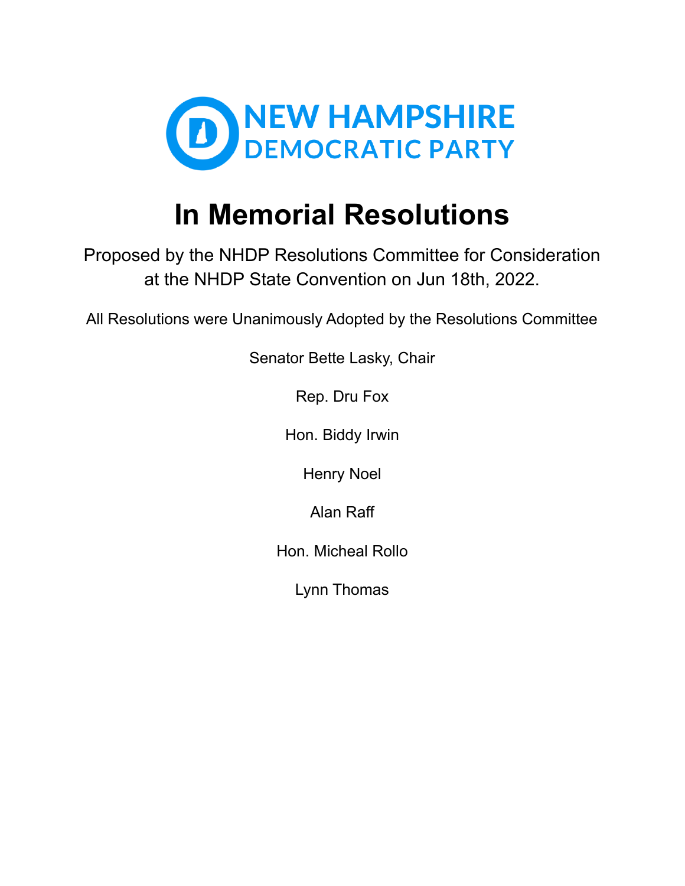NEW HAMPSHIRE
DEMOCRATIC PARTY

# In Memorial Resolutions

Proposed by the NHDP Resolutions Committee for Consideration at the NHDP State Convention on Jun 18th, 2022.

All Resolutions were Unanimously Adopted by the Resolutions Committee

Senator Bette Lasky, Chair

Rep. Dru Fox

Hon. Biddy Irwin

Henry Noel

Alan Raff

Hon. Micheal Rollo

Lynn Thomas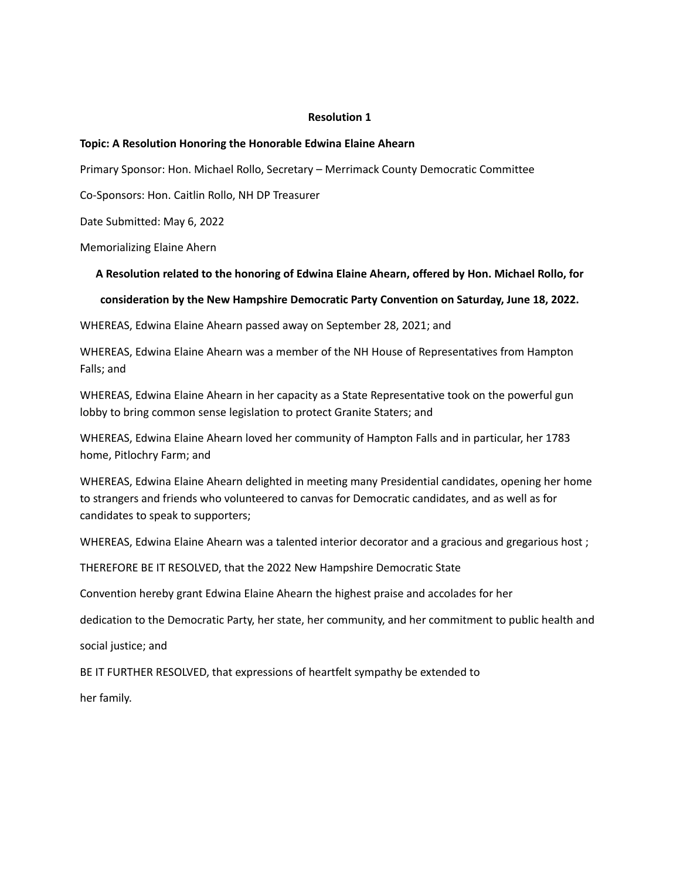**Resolution 1**

**Topic: A Resolution Honoring the Honorable Edwina Elaine Ahearn**

Primary Sponsor: Hon. Michael Rollo, Secretary – Merrimack County Democratic Committee

Co-Sponsors: Hon. Caitlin Rollo, NH DP Treasurer

Date Submitted: May 6, 2022

Memorializing Elaine Ahern

**A Resolution related to the honoring of Edwina Elaine Ahearn, offered by Hon. Michael Rollo, for consideration by the New Hampshire Democratic Party Convention on Saturday, June 18, 2022.**

WHEREAS, Edwina Elaine Ahearn passed away on September 28, 2021; and

WHEREAS, Edwina Elaine Ahearn was a member of the NH House of Representatives from Hampton Falls; and

WHEREAS, Edwina Elaine Ahearn in her capacity as a State Representative took on the powerful gun lobby to bring common sense legislation to protect Granite Staters; and

WHEREAS, Edwina Elaine Ahearn loved her community of Hampton Falls and in particular, her 1783 home, Pitlochry Farm; and

WHEREAS, Edwina Elaine Ahearn delighted in meeting many Presidential candidates, opening her home to strangers and friends who volunteered to canvas for Democratic candidates, and as well as for candidates to speak to supporters;

WHEREAS, Edwina Elaine Ahearn was a talented interior decorator and a gracious and gregarious host ;

THEREFORE BE IT RESOLVED, that the 2022 New Hampshire Democratic State Convention hereby grant Edwina Elaine Ahearn the highest praise and accolades for her dedication to the Democratic Party, her state, her community, and her commitment to public health and social justice; and

BE IT FURTHER RESOLVED, that expressions of heartfelt sympathy be extended to her family.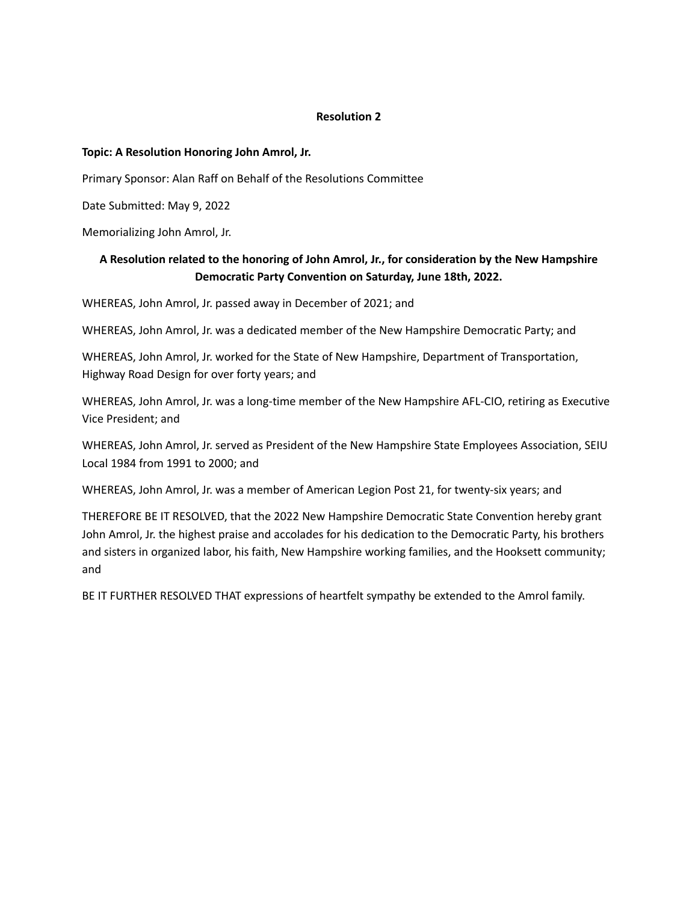**Resolution 2**

**Topic: A Resolution Honoring John Amrol, Jr.**

Primary Sponsor: Alan Raff on Behalf of the Resolutions Committee

Date Submitted: May 9, 2022

Memorializing John Amrol, Jr.

**A Resolution related to the honoring of John Amrol, Jr., for consideration by the New Hampshire Democratic Party Convention on Saturday, June 18th, 2022.**

WHEREAS, John Amrol, Jr. passed away in December of 2021; and

WHEREAS, John Amrol, Jr. was a dedicated member of the New Hampshire Democratic Party; and

WHEREAS, John Amrol, Jr. worked for the State of New Hampshire, Department of Transportation, Highway Road Design for over forty years; and

WHEREAS, John Amrol, Jr. was a long-time member of the New Hampshire AFL-CIO, retiring as Executive Vice President; and

WHEREAS, John Amrol, Jr. served as President of the New Hampshire State Employees Association, SEIU Local 1984 from 1991 to 2000; and

WHEREAS, John Amrol, Jr. was a member of American Legion Post 21, for twenty-six years; and

THEREFORE BE IT RESOLVED, that the 2022 New Hampshire Democratic State Convention hereby grant John Amrol, Jr. the highest praise and accolades for his dedication to the Democratic Party, his brothers and sisters in organized labor, his faith, New Hampshire working families, and the Hooksett community; and

BE IT FURTHER RESOLVED THAT expressions of heartfelt sympathy be extended to the Amrol family.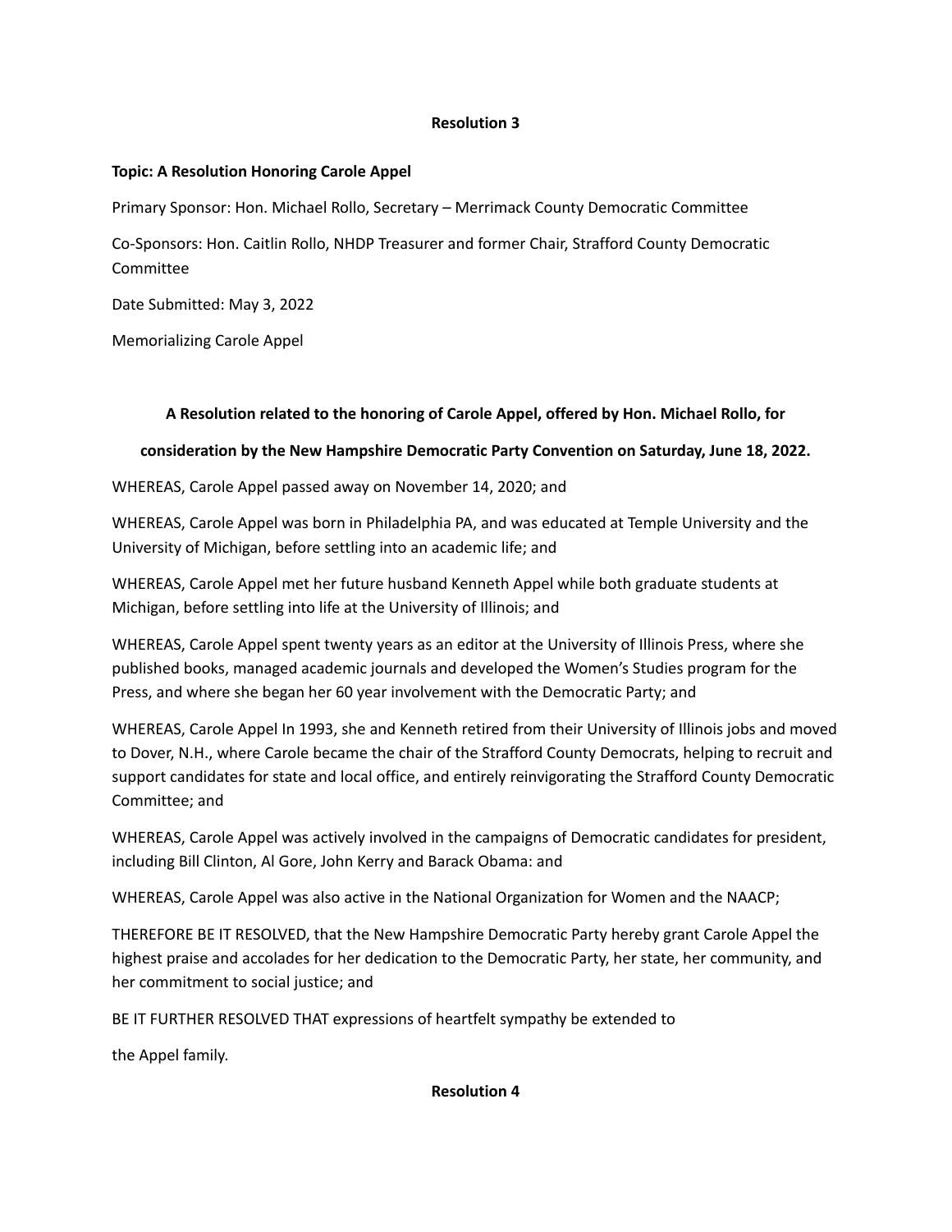**Resolution 3**

**Topic: A Resolution Honoring Carole Appel**

Primary Sponsor: Hon. Michael Rollo, Secretary – Merrimack County Democratic Committee

Co-Sponsors: Hon. Caitlin Rollo, NHDP Treasurer and former Chair, Strafford County Democratic Committee

Date Submitted: May 3, 2022

Memorializing Carole Appel

**A Resolution related to the honoring of Carole Appel, offered by Hon. Michael Rollo, for consideration by the New Hampshire Democratic Party Convention on Saturday, June 18, 2022.**

WHEREAS, Carole Appel passed away on November 14, 2020; and

WHEREAS, Carole Appel was born in Philadelphia PA, and was educated at Temple University and the University of Michigan, before settling into an academic life; and

WHEREAS, Carole Appel met her future husband Kenneth Appel while both graduate students at Michigan, before settling into life at the University of Illinois; and

WHEREAS, Carole Appel spent twenty years as an editor at the University of Illinois Press, where she published books, managed academic journals and developed the Women's Studies program for the Press, and where she began her 60 year involvement with the Democratic Party; and

WHEREAS, Carole Appel In 1993, she and Kenneth retired from their University of Illinois jobs and moved to Dover, N.H., where Carole became the chair of the Strafford County Democrats, helping to recruit and support candidates for state and local office, and entirely reinvigorating the Strafford County Democratic Committee; and

WHEREAS, Carole Appel was actively involved in the campaigns of Democratic candidates for president, including Bill Clinton, Al Gore, John Kerry and Barack Obama: and

WHEREAS, Carole Appel was also active in the National Organization for Women and the NAACP;

THEREFORE BE IT RESOLVED, that the New Hampshire Democratic Party hereby grant Carole Appel the highest praise and accolades for her dedication to the Democratic Party, her state, her community, and her commitment to social justice; and

BE IT FURTHER RESOLVED THAT expressions of heartfelt sympathy be extended to the Appel family.

**Resolution 4**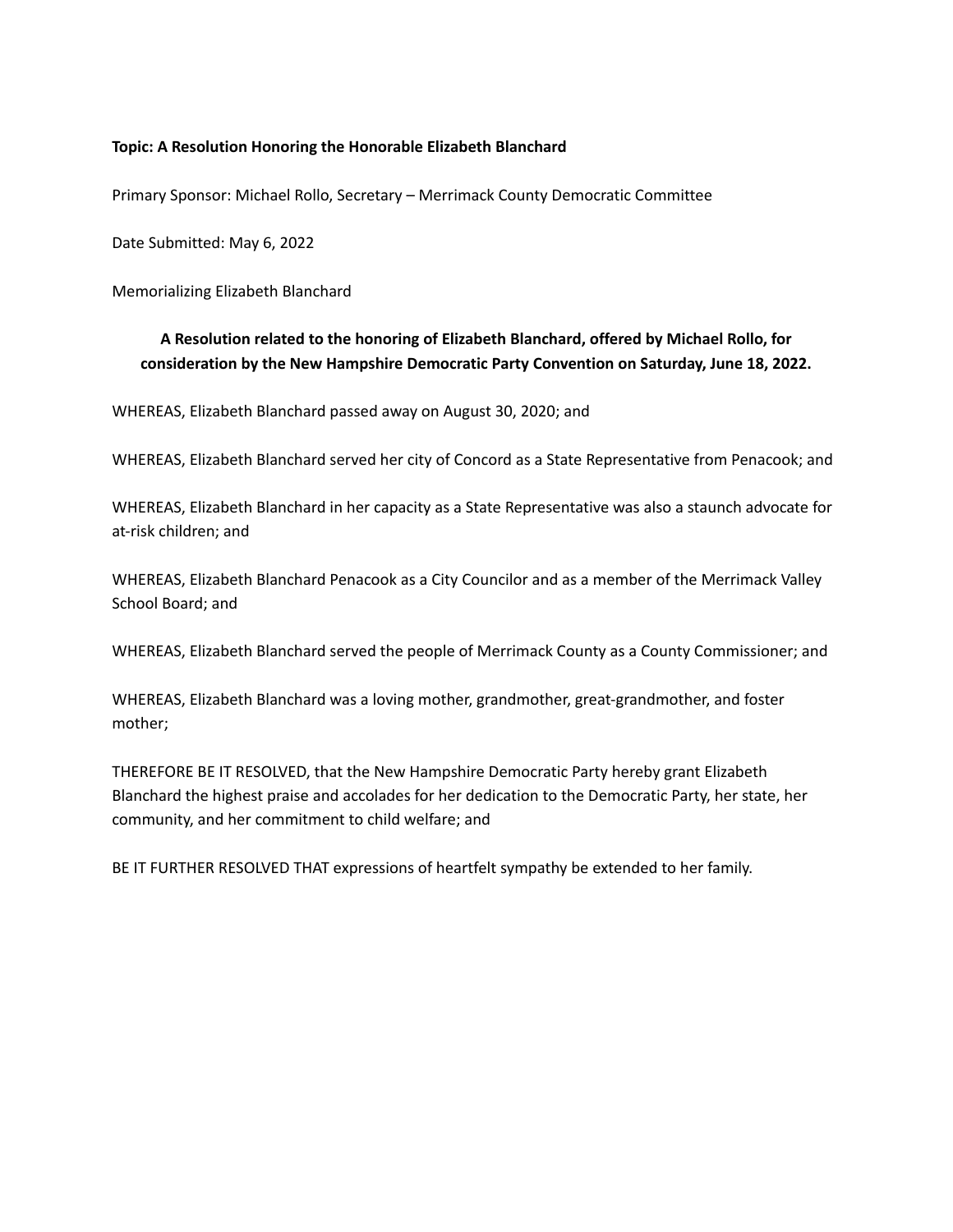**Topic: A Resolution Honoring the Honorable Elizabeth Blanchard**

Primary Sponsor: Michael Rollo, Secretary – Merrimack County Democratic Committee

Date Submitted: May 6, 2022

Memorializing Elizabeth Blanchard

**A Resolution related to the honoring of Elizabeth Blanchard, offered by Michael Rollo, for consideration by the New Hampshire Democratic Party Convention on Saturday, June 18, 2022.**

WHEREAS, Elizabeth Blanchard passed away on August 30, 2020; and

WHEREAS, Elizabeth Blanchard served her city of Concord as a State Representative from Penacook; and

WHEREAS, Elizabeth Blanchard in her capacity as a State Representative was also a staunch advocate for at-risk children; and

WHEREAS, Elizabeth Blanchard Penacook as a City Councilor and as a member of the Merrimack Valley School Board; and

WHEREAS, Elizabeth Blanchard served the people of Merrimack County as a County Commissioner; and

WHEREAS, Elizabeth Blanchard was a loving mother, grandmother, great-grandmother, and foster mother;

THEREFORE BE IT RESOLVED, that the New Hampshire Democratic Party hereby grant Elizabeth Blanchard the highest praise and accolades for her dedication to the Democratic Party, her state, her community, and her commitment to child welfare; and

BE IT FURTHER RESOLVED THAT expressions of heartfelt sympathy be extended to her family.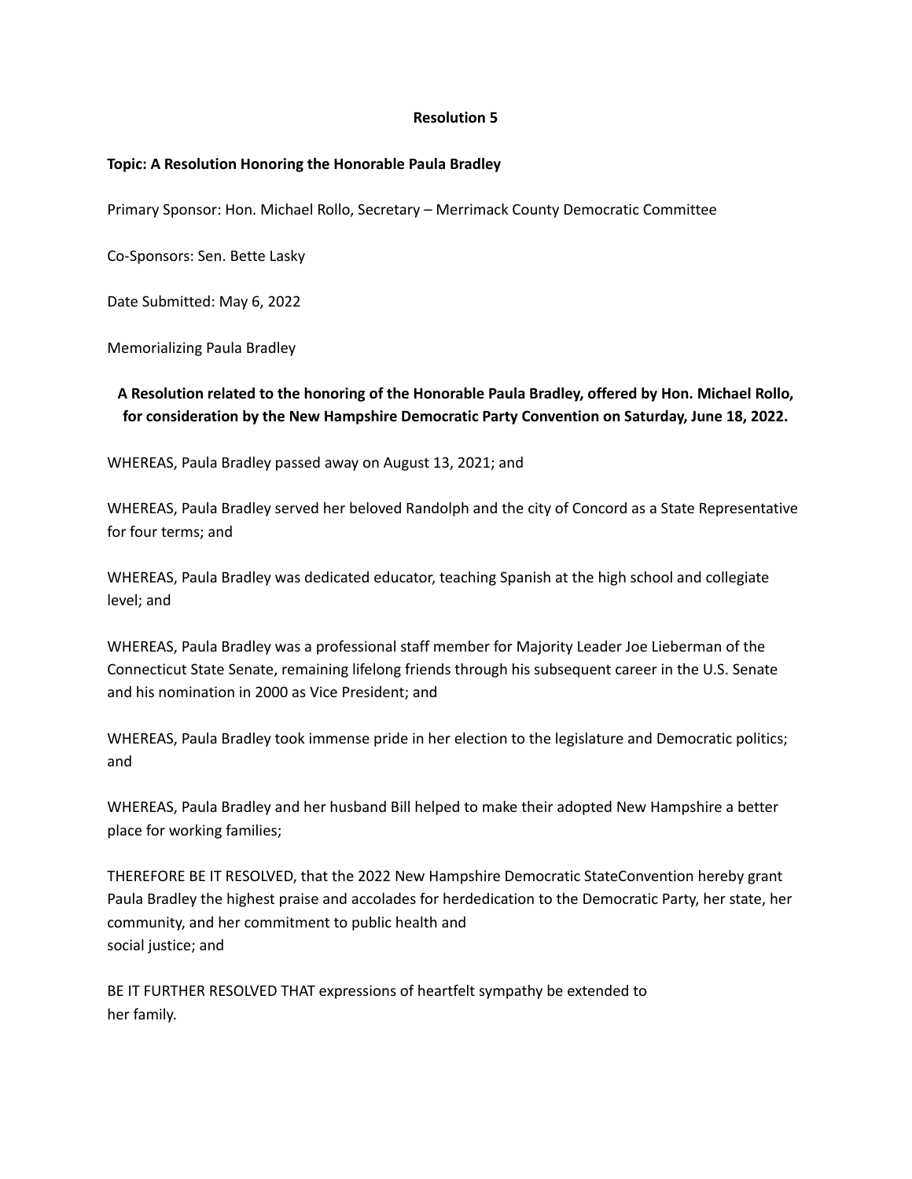**Resolution 5**

**Topic: A Resolution Honoring the Honorable Paula Bradley**

Primary Sponsor: Hon. Michael Rollo, Secretary – Merrimack County Democratic Committee

Co-Sponsors: Sen. Bette Lasky

Date Submitted: May 6, 2022

Memorializing Paula Bradley

**A Resolution related to the honoring of the Honorable Paula Bradley, offered by Hon. Michael Rollo, for consideration by the New Hampshire Democratic Party Convention on Saturday, June 18, 2022.**

WHEREAS, Paula Bradley passed away on August 13, 2021; and

WHEREAS, Paula Bradley served her beloved Randolph and the city of Concord as a State Representative for four terms; and

WHEREAS, Paula Bradley was dedicated educator, teaching Spanish at the high school and collegiate level; and

WHEREAS, Paula Bradley was a professional staff member for Majority Leader Joe Lieberman of the Connecticut State Senate, remaining lifelong friends through his subsequent career in the U.S. Senate and his nomination in 2000 as Vice President; and

WHEREAS, Paula Bradley took immense pride in her election to the legislature and Democratic politics; and

WHEREAS, Paula Bradley and her husband Bill helped to make their adopted New Hampshire a better place for working families;

THEREFORE BE IT RESOLVED, that the 2022 New Hampshire Democratic StateConvention hereby grant Paula Bradley the highest praise and accolades for herdedication to the Democratic Party, her state, her community, and her commitment to public health and social justice; and

BE IT FURTHER RESOLVED THAT expressions of heartfelt sympathy be extended to her family.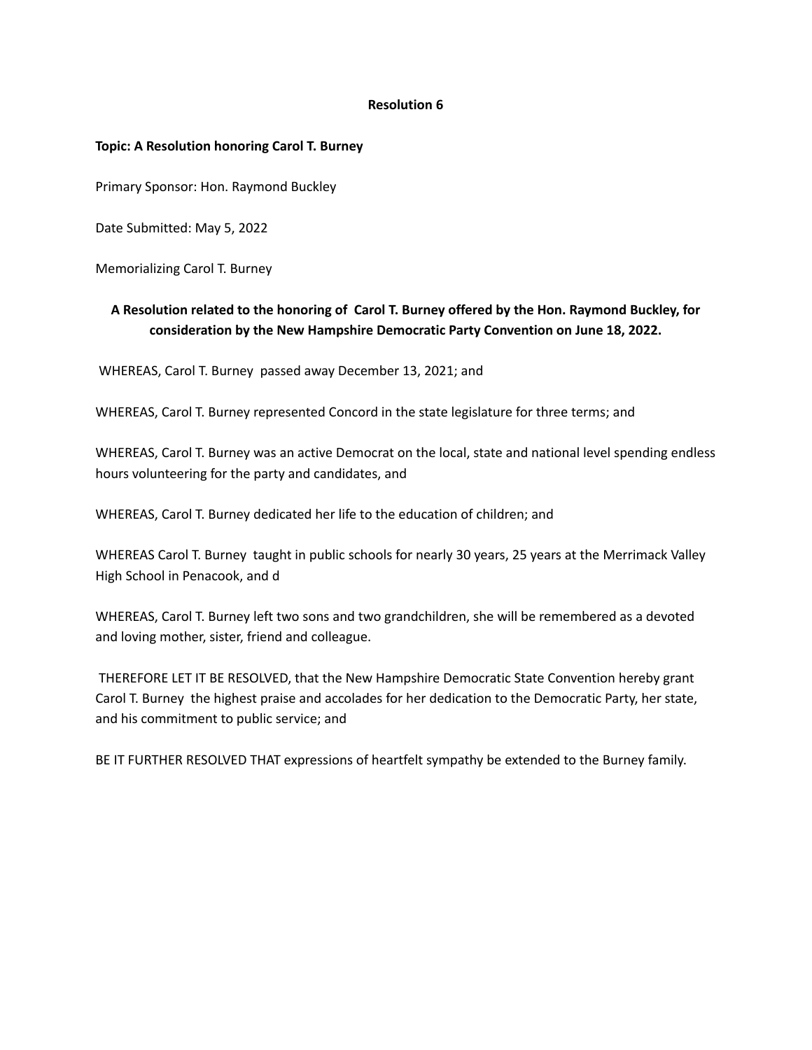**Resolution 6**

**Topic: A Resolution honoring Carol T. Burney**

Primary Sponsor: Hon. Raymond Buckley

Date Submitted: May 5, 2022

Memorializing Carol T. Burney

**A Resolution related to the honoring of Carol T. Burney offered by the Hon. Raymond Buckley, for consideration by the New Hampshire Democratic Party Convention on June 18, 2022.**

WHEREAS, Carol T. Burney passed away December 13, 2021; and

WHEREAS, Carol T. Burney represented Concord in the state legislature for three terms; and

WHEREAS, Carol T. Burney was an active Democrat on the local, state and national level spending endless hours volunteering for the party and candidates, and

WHEREAS, Carol T. Burney dedicated her life to the education of children; and

WHEREAS Carol T. Burney taught in public schools for nearly 30 years, 25 years at the Merrimack Valley High School in Penacook, and d

WHEREAS, Carol T. Burney left two sons and two grandchildren, she will be remembered as a devoted and loving mother, sister, friend and colleague.

THEREFORE LET IT BE RESOLVED, that the New Hampshire Democratic State Convention hereby grant Carol T. Burney the highest praise and accolades for her dedication to the Democratic Party, her state, and his commitment to public service; and

BE IT FURTHER RESOLVED THAT expressions of heartfelt sympathy be extended to the Burney family.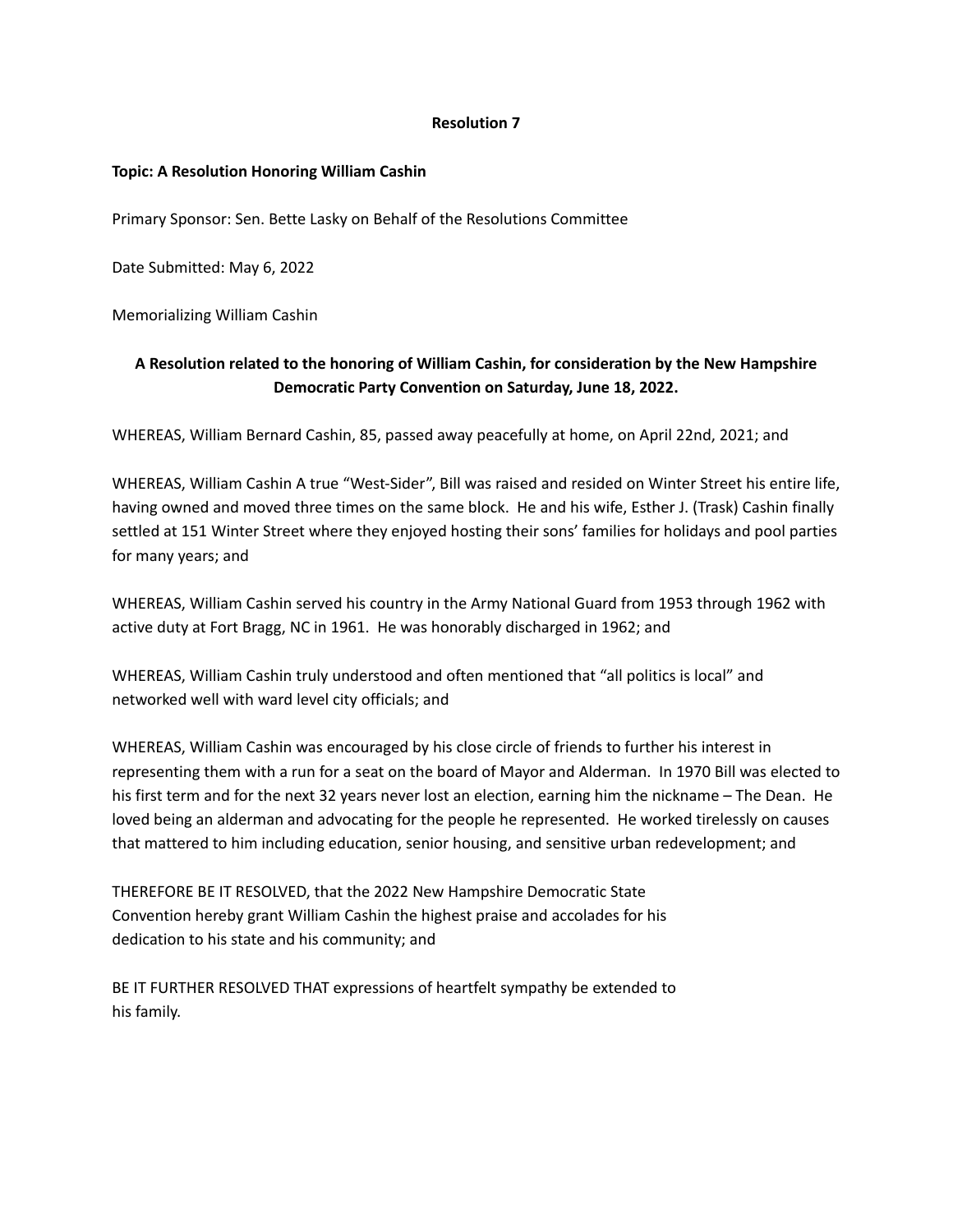**Resolution 7**

**Topic: A Resolution Honoring William Cashin**

Primary Sponsor: Sen. Bette Lasky on Behalf of the Resolutions Committee

Date Submitted: May 6, 2022

Memorializing William Cashin

**A Resolution related to the honoring of William Cashin, for consideration by the New Hampshire Democratic Party Convention on Saturday, June 18, 2022.**

WHEREAS, William Bernard Cashin, 85, passed away peacefully at home, on April 22nd, 2021; and

WHEREAS, William Cashin A true "West-Sider", Bill was raised and resided on Winter Street his entire life, having owned and moved three times on the same block. He and his wife, Esther J. (Trask) Cashin finally settled at 151 Winter Street where they enjoyed hosting their sons' families for holidays and pool parties for many years; and

WHEREAS, William Cashin served his country in the Army National Guard from 1953 through 1962 with active duty at Fort Bragg, NC in 1961. He was honorably discharged in 1962; and

WHEREAS, William Cashin truly understood and often mentioned that "all politics is local" and networked well with ward level city officials; and

WHEREAS, William Cashin was encouraged by his close circle of friends to further his interest in representing them with a run for a seat on the board of Mayor and Alderman. In 1970 Bill was elected to his first term and for the next 32 years never lost an election, earning him the nickname – The Dean. He loved being an alderman and advocating for the people he represented. He worked tirelessly on causes that mattered to him including education, senior housing, and sensitive urban redevelopment; and

THEREFORE BE IT RESOLVED, that the 2022 New Hampshire Democratic State Convention hereby grant William Cashin the highest praise and accolades for his dedication to his state and his community; and

BE IT FURTHER RESOLVED THAT expressions of heartfelt sympathy be extended to his family.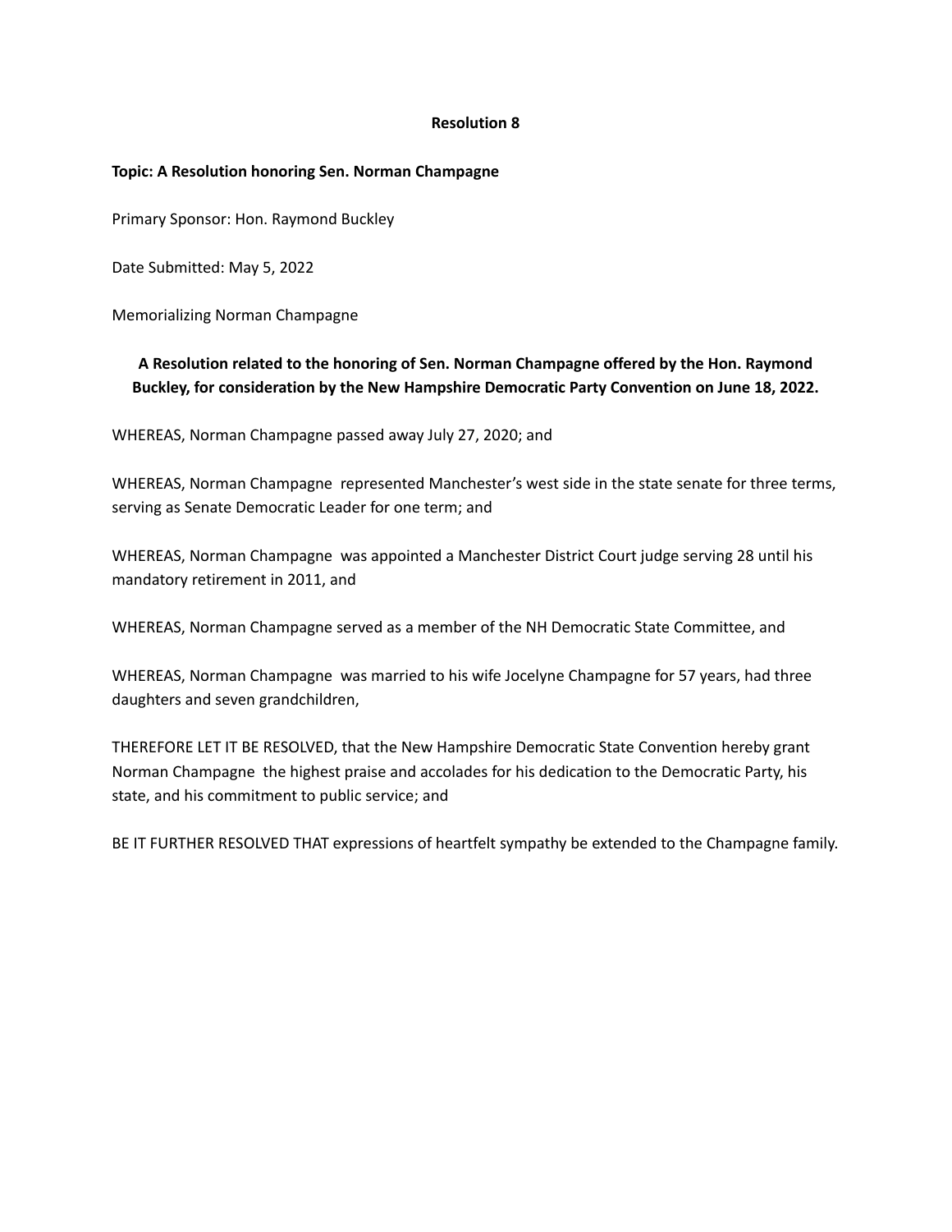**Resolution 8**

**Topic: A Resolution honoring Sen. Norman Champagne**

Primary Sponsor: Hon. Raymond Buckley

Date Submitted: May 5, 2022

Memorializing Norman Champagne

**A Resolution related to the honoring of Sen. Norman Champagne offered by the Hon. Raymond Buckley, for consideration by the New Hampshire Democratic Party Convention on June 18, 2022.**

WHEREAS, Norman Champagne passed away July 27, 2020; and

WHEREAS, Norman Champagne represented Manchester's west side in the state senate for three terms, serving as Senate Democratic Leader for one term; and

WHEREAS, Norman Champagne was appointed a Manchester District Court judge serving 28 until his mandatory retirement in 2011, and

WHEREAS, Norman Champagne served as a member of the NH Democratic State Committee, and

WHEREAS, Norman Champagne was married to his wife Jocelyne Champagne for 57 years, had three daughters and seven grandchildren,

THEREFORE LET IT BE RESOLVED, that the New Hampshire Democratic State Convention hereby grant Norman Champagne the highest praise and accolades for his dedication to the Democratic Party, his state, and his commitment to public service; and

BE IT FURTHER RESOLVED THAT expressions of heartfelt sympathy be extended to the Champagne family.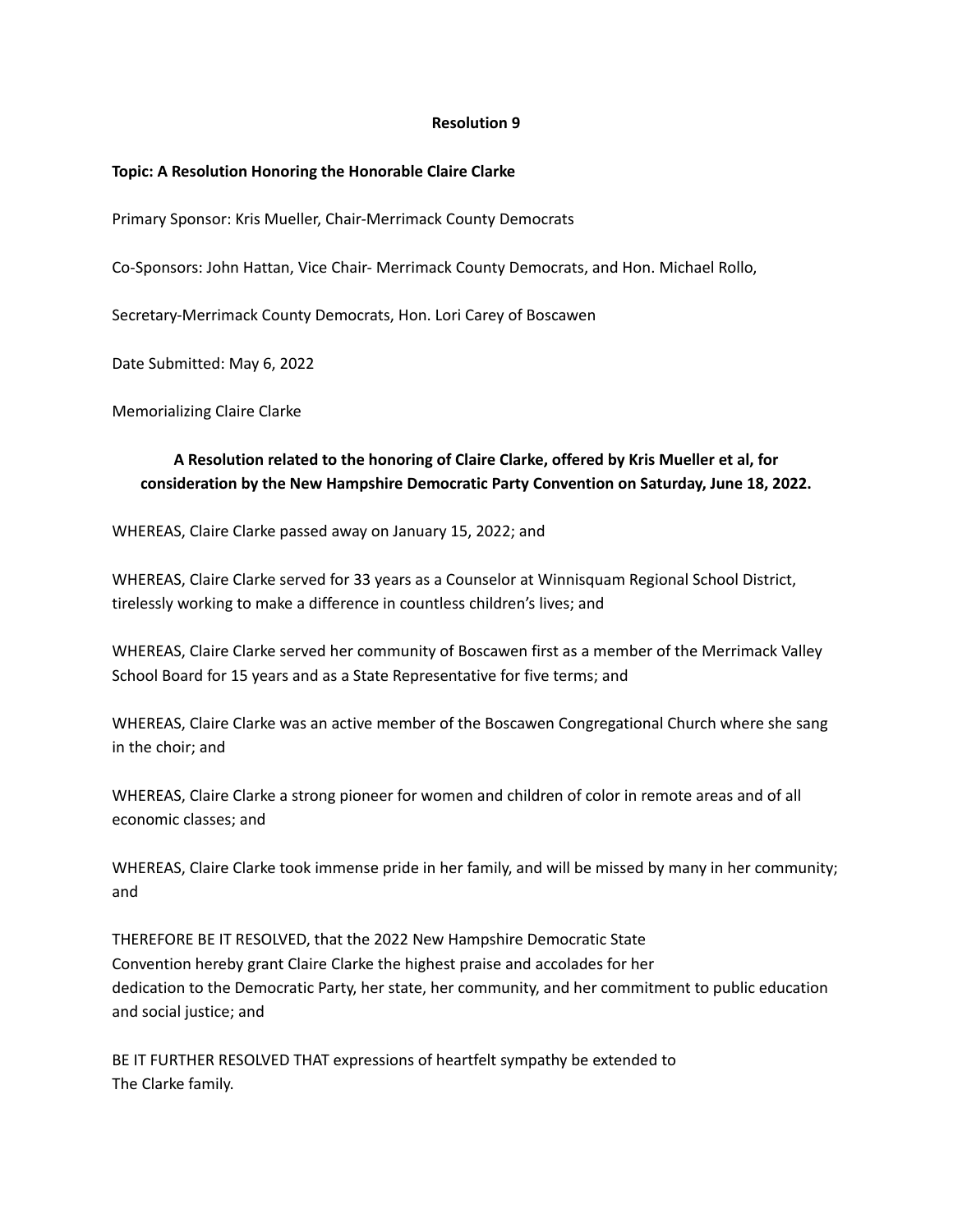**Resolution 9**

**Topic: A Resolution Honoring the Honorable Claire Clarke**

Primary Sponsor: Kris Mueller, Chair-Merrimack County Democrats

Co-Sponsors: John Hattan, Vice Chair- Merrimack County Democrats, and Hon. Michael Rollo,

Secretary-Merrimack County Democrats, Hon. Lori Carey of Boscawen

Date Submitted: May 6, 2022

Memorializing Claire Clarke

**A Resolution related to the honoring of Claire Clarke, offered by Kris Mueller et al, for consideration by the New Hampshire Democratic Party Convention on Saturday, June 18, 2022.**

WHEREAS, Claire Clarke passed away on January 15, 2022; and

WHEREAS, Claire Clarke served for 33 years as a Counselor at Winnisquam Regional School District, tirelessly working to make a difference in countless children's lives; and

WHEREAS, Claire Clarke served her community of Boscawen first as a member of the Merrimack Valley School Board for 15 years and as a State Representative for five terms; and

WHEREAS, Claire Clarke was an active member of the Boscawen Congregational Church where she sang in the choir; and

WHEREAS, Claire Clarke a strong pioneer for women and children of color in remote areas and of all economic classes; and

WHEREAS, Claire Clarke took immense pride in her family, and will be missed by many in her community; and

THEREFORE BE IT RESOLVED, that the 2022 New Hampshire Democratic State Convention hereby grant Claire Clarke the highest praise and accolades for her dedication to the Democratic Party, her state, her community, and her commitment to public education and social justice; and

BE IT FURTHER RESOLVED THAT expressions of heartfelt sympathy be extended to The Clarke family.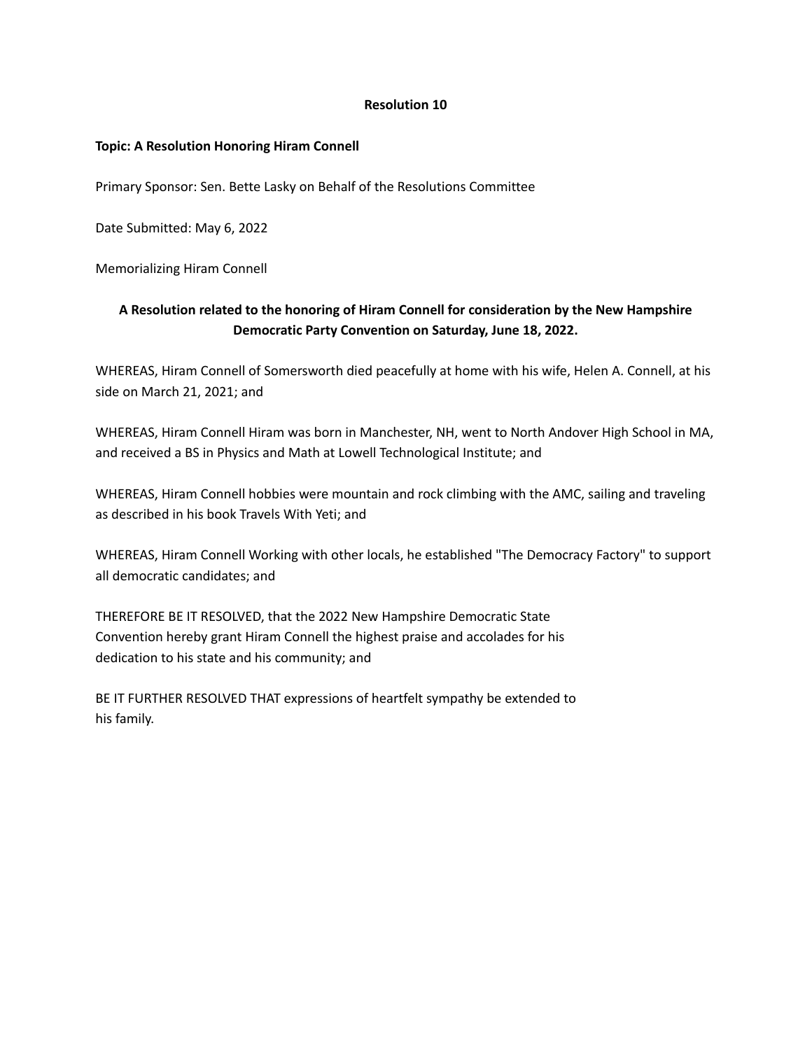**Resolution 10**

**Topic: A Resolution Honoring Hiram Connell**

Primary Sponsor: Sen. Bette Lasky on Behalf of the Resolutions Committee

Date Submitted: May 6, 2022

Memorializing Hiram Connell

**A Resolution related to the honoring of Hiram Connell for consideration by the New Hampshire Democratic Party Convention on Saturday, June 18, 2022.**

WHEREAS, Hiram Connell of Somersworth died peacefully at home with his wife, Helen A. Connell, at his side on March 21, 2021; and

WHEREAS, Hiram Connell Hiram was born in Manchester, NH, went to North Andover High School in MA, and received a BS in Physics and Math at Lowell Technological Institute; and

WHEREAS, Hiram Connell hobbies were mountain and rock climbing with the AMC, sailing and traveling as described in his book Travels With Yeti; and

WHEREAS, Hiram Connell Working with other locals, he established "The Democracy Factory" to support all democratic candidates; and

THEREFORE BE IT RESOLVED, that the 2022 New Hampshire Democratic State Convention hereby grant Hiram Connell the highest praise and accolades for his dedication to his state and his community; and

BE IT FURTHER RESOLVED THAT expressions of heartfelt sympathy be extended to his family.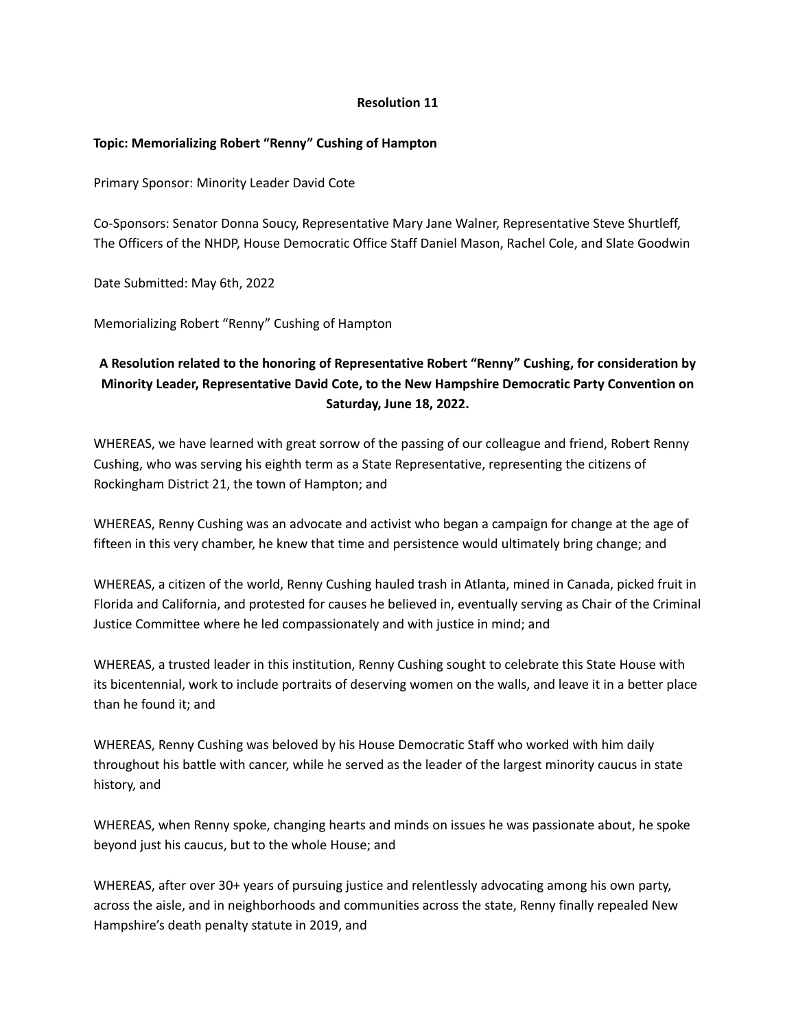**Resolution 11**

**Topic: Memorializing Robert "Renny" Cushing of Hampton**

Primary Sponsor: Minority Leader David Cote

Co-Sponsors: Senator Donna Soucy, Representative Mary Jane Walner, Representative Steve Shurtleff, The Officers of the NHDP, House Democratic Office Staff Daniel Mason, Rachel Cole, and Slate Goodwin

Date Submitted: May 6th, 2022

Memorializing Robert "Renny" Cushing of Hampton

**A Resolution related to the honoring of Representative Robert "Renny" Cushing, for consideration by Minority Leader, Representative David Cote, to the New Hampshire Democratic Party Convention on Saturday, June 18, 2022.**

WHEREAS, we have learned with great sorrow of the passing of our colleague and friend, Robert Renny Cushing, who was serving his eighth term as a State Representative, representing the citizens of Rockingham District 21, the town of Hampton; and

WHEREAS, Renny Cushing was an advocate and activist who began a campaign for change at the age of fifteen in this very chamber, he knew that time and persistence would ultimately bring change; and

WHEREAS, a citizen of the world, Renny Cushing hauled trash in Atlanta, mined in Canada, picked fruit in Florida and California, and protested for causes he believed in, eventually serving as Chair of the Criminal Justice Committee where he led compassionately and with justice in mind; and

WHEREAS, a trusted leader in this institution, Renny Cushing sought to celebrate this State House with its bicentennial, work to include portraits of deserving women on the walls, and leave it in a better place than he found it; and

WHEREAS, Renny Cushing was beloved by his House Democratic Staff who worked with him daily throughout his battle with cancer, while he served as the leader of the largest minority caucus in state history, and

WHEREAS, when Renny spoke, changing hearts and minds on issues he was passionate about, he spoke beyond just his caucus, but to the whole House; and

WHEREAS, after over 30+ years of pursuing justice and relentlessly advocating among his own party, across the aisle, and in neighborhoods and communities across the state, Renny finally repealed New Hampshire's death penalty statute in 2019, and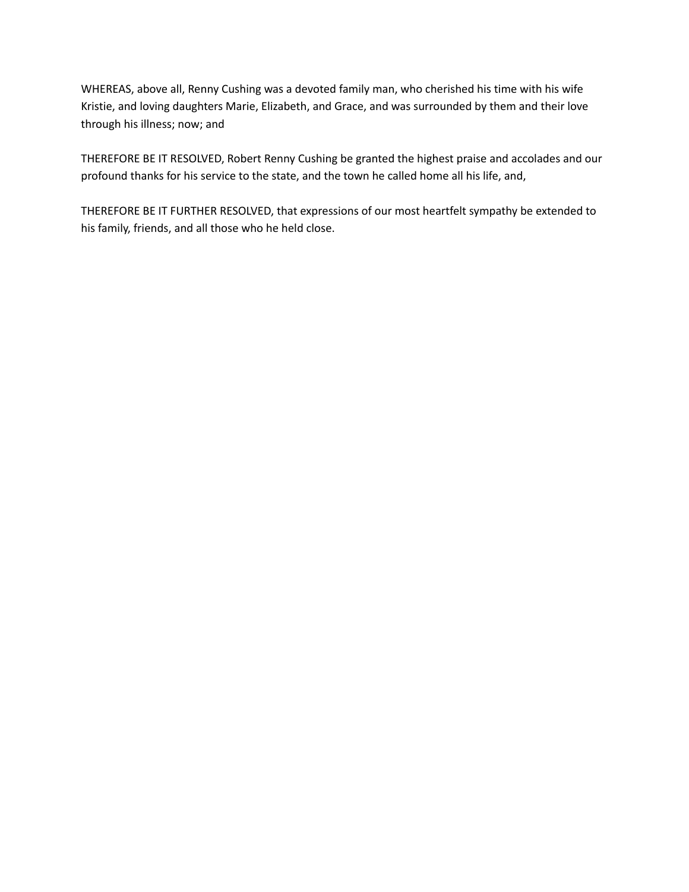WHEREAS, above all, Renny Cushing was a devoted family man, who cherished his time with his wife Kristie, and loving daughters Marie, Elizabeth, and Grace, and was surrounded by them and their love through his illness; now; and

THEREFORE BE IT RESOLVED, Robert Renny Cushing be granted the highest praise and accolades and our profound thanks for his service to the state, and the town he called home all his life, and,

THEREFORE BE IT FURTHER RESOLVED, that expressions of our most heartfelt sympathy be extended to his family, friends, and all those who he held close.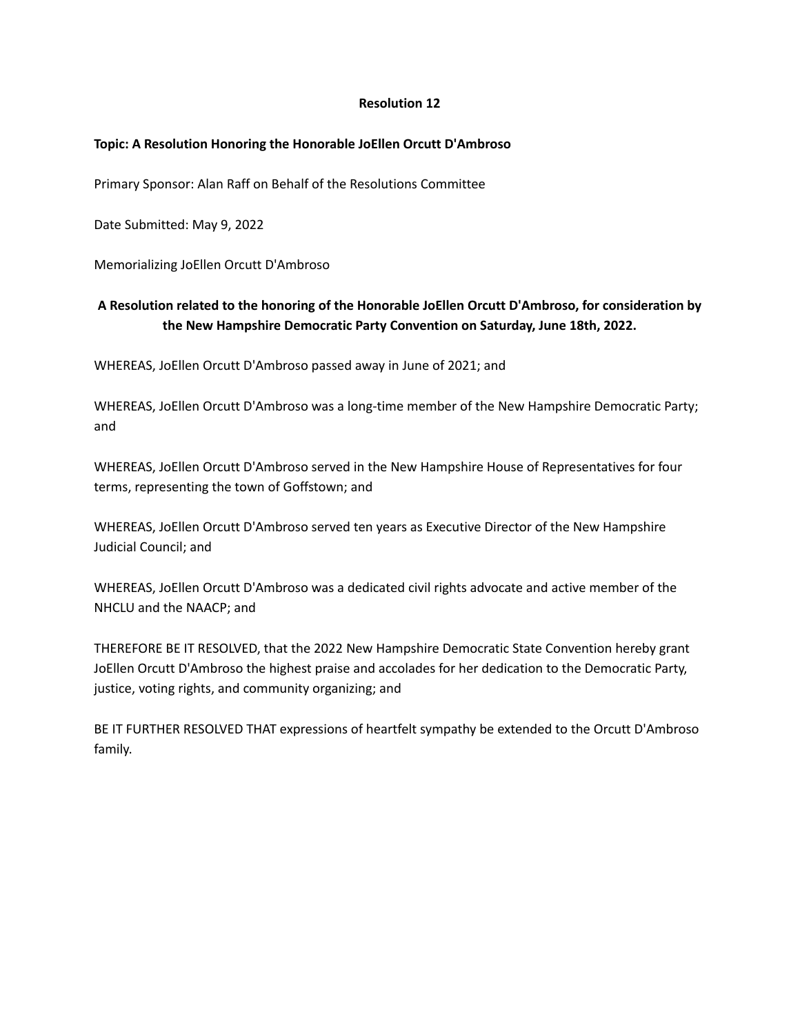**Resolution 12**

**Topic: A Resolution Honoring the Honorable JoEllen Orcutt D'Ambroso**

Primary Sponsor: Alan Raff on Behalf of the Resolutions Committee

Date Submitted: May 9, 2022

Memorializing JoEllen Orcutt D'Ambroso

**A Resolution related to the honoring of the Honorable JoEllen Orcutt D'Ambroso, for consideration by the New Hampshire Democratic Party Convention on Saturday, June 18th, 2022.**

WHEREAS, JoEllen Orcutt D'Ambroso passed away in June of 2021; and

WHEREAS, JoEllen Orcutt D'Ambroso was a long-time member of the New Hampshire Democratic Party; and

WHEREAS, JoEllen Orcutt D'Ambroso served in the New Hampshire House of Representatives for four terms, representing the town of Goffstown; and

WHEREAS, JoEllen Orcutt D'Ambroso served ten years as Executive Director of the New Hampshire Judicial Council; and

WHEREAS, JoEllen Orcutt D'Ambroso was a dedicated civil rights advocate and active member of the NHCLU and the NAACP; and

THEREFORE BE IT RESOLVED, that the 2022 New Hampshire Democratic State Convention hereby grant JoEllen Orcutt D'Ambroso the highest praise and accolades for her dedication to the Democratic Party, justice, voting rights, and community organizing; and

BE IT FURTHER RESOLVED THAT expressions of heartfelt sympathy be extended to the Orcutt D'Ambroso family.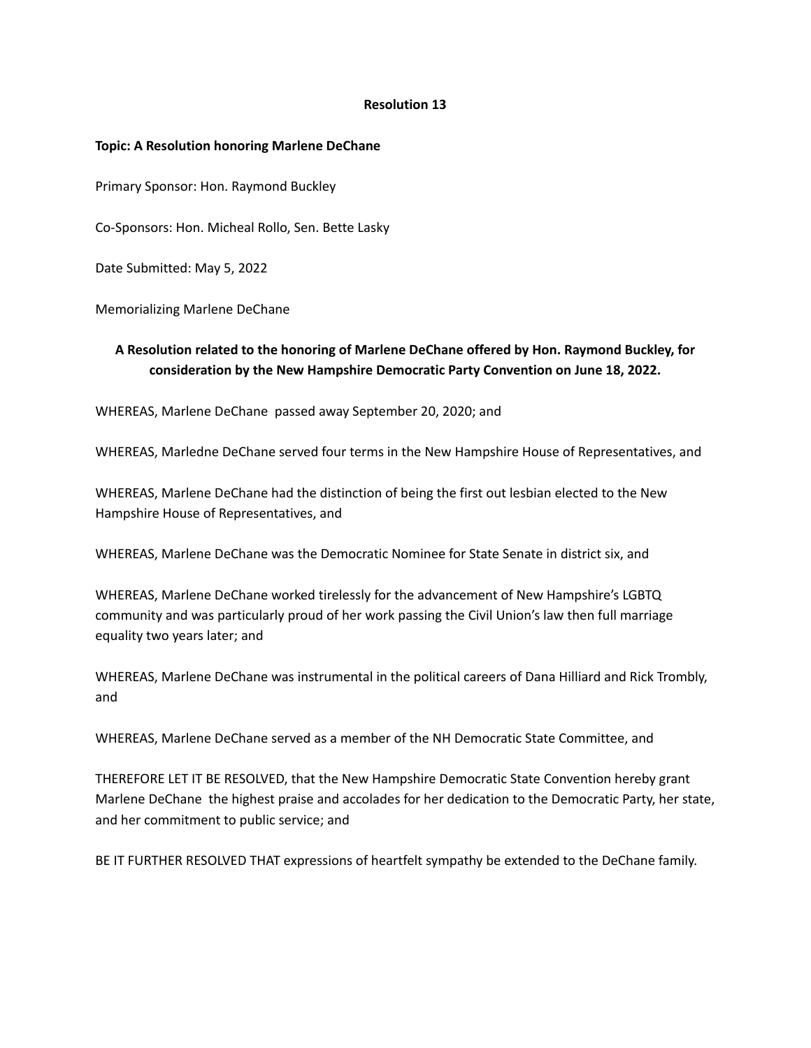**Resolution 13**

**Topic: A Resolution honoring Marlene DeChane**

Primary Sponsor: Hon. Raymond Buckley

Co-Sponsors: Hon. Micheal Rollo, Sen. Bette Lasky

Date Submitted: May 5, 2022

Memorializing Marlene DeChane

**A Resolution related to the honoring of Marlene DeChane offered by Hon. Raymond Buckley, for consideration by the New Hampshire Democratic Party Convention on June 18, 2022.**

WHEREAS, Marlene DeChane passed away September 20, 2020; and

WHEREAS, Marledne DeChane served four terms in the New Hampshire House of Representatives, and

WHEREAS, Marlene DeChane had the distinction of being the first out lesbian elected to the New Hampshire House of Representatives, and

WHEREAS, Marlene DeChane was the Democratic Nominee for State Senate in district six, and

WHEREAS, Marlene DeChane worked tirelessly for the advancement of New Hampshire's LGBTQ community and was particularly proud of her work passing the Civil Union's law then full marriage equality two years later; and

WHEREAS, Marlene DeChane was instrumental in the political careers of Dana Hilliard and Rick Trombly, and

WHEREAS, Marlene DeChane served as a member of the NH Democratic State Committee, and

THEREFORE LET IT BE RESOLVED, that the New Hampshire Democratic State Convention hereby grant Marlene DeChane the highest praise and accolades for her dedication to the Democratic Party, her state, and her commitment to public service; and

BE IT FURTHER RESOLVED THAT expressions of heartfelt sympathy be extended to the DeChane family.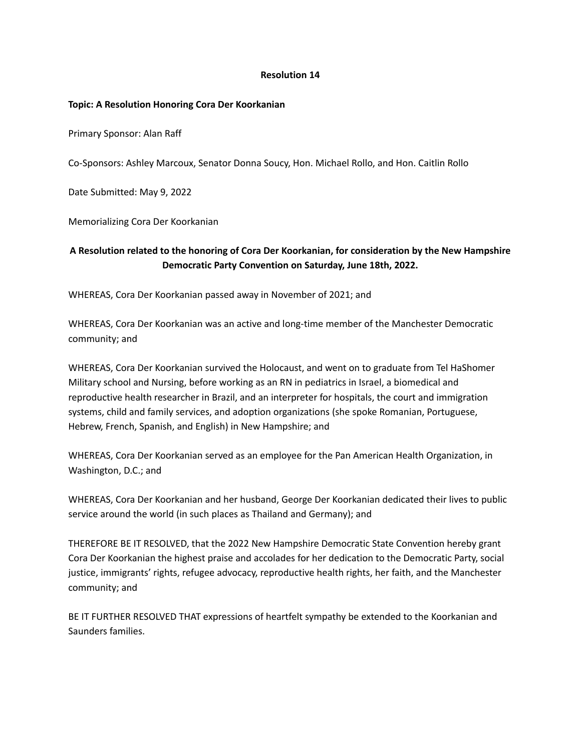**Resolution 14**

**Topic: A Resolution Honoring Cora Der Koorkanian**

Primary Sponsor: Alan Raff

Co-Sponsors: Ashley Marcoux, Senator Donna Soucy, Hon. Michael Rollo, and Hon. Caitlin Rollo

Date Submitted: May 9, 2022

Memorializing Cora Der Koorkanian

**A Resolution related to the honoring of Cora Der Koorkanian, for consideration by the New Hampshire Democratic Party Convention on Saturday, June 18th, 2022.**

WHEREAS, Cora Der Koorkanian passed away in November of 2021; and

WHEREAS, Cora Der Koorkanian was an active and long-time member of the Manchester Democratic community; and

WHEREAS, Cora Der Koorkanian survived the Holocaust, and went on to graduate from Tel HaShomer Military school and Nursing, before working as an RN in pediatrics in Israel, a biomedical and reproductive health researcher in Brazil, and an interpreter for hospitals, the court and immigration systems, child and family services, and adoption organizations (she spoke Romanian, Portuguese, Hebrew, French, Spanish, and English) in New Hampshire; and

WHEREAS, Cora Der Koorkanian served as an employee for the Pan American Health Organization, in Washington, D.C.; and

WHEREAS, Cora Der Koorkanian and her husband, George Der Koorkanian dedicated their lives to public service around the world (in such places as Thailand and Germany); and

THEREFORE BE IT RESOLVED, that the 2022 New Hampshire Democratic State Convention hereby grant Cora Der Koorkanian the highest praise and accolades for her dedication to the Democratic Party, social justice, immigrants' rights, refugee advocacy, reproductive health rights, her faith, and the Manchester community; and

BE IT FURTHER RESOLVED THAT expressions of heartfelt sympathy be extended to the Koorkanian and Saunders families.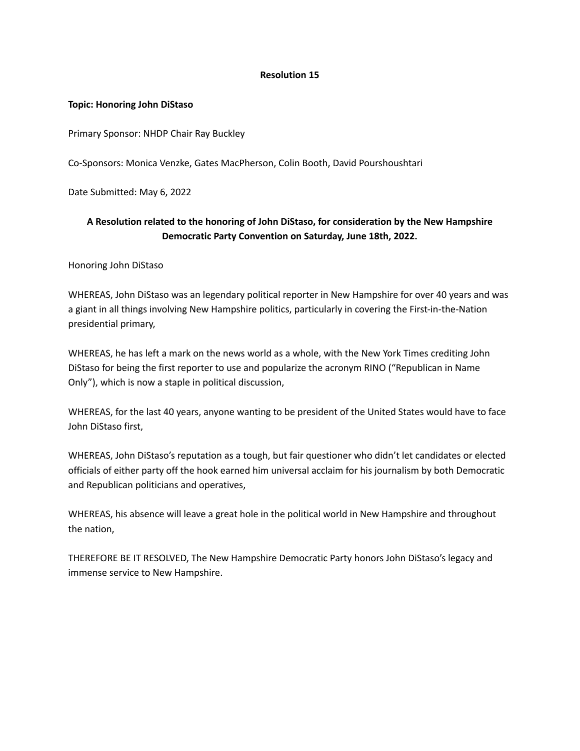# Resolution 15

**Topic: Honoring John DiStaso**

Primary Sponsor: NHDP Chair Ray Buckley

Co-Sponsors: Monica Venzke, Gates MacPherson, Colin Booth, David Pourshoushtari

Date Submitted: May 6, 2022

**A Resolution related to the honoring of John DiStaso, for consideration by the New Hampshire Democratic Party Convention on Saturday, June 18th, 2022.**

Honoring John DiStaso

WHEREAS, John DiStaso was an legendary political reporter in New Hampshire for over 40 years and was a giant in all things involving New Hampshire politics, particularly in covering the First-in-the-Nation presidential primary,

WHEREAS, he has left a mark on the news world as a whole, with the New York Times crediting John DiStaso for being the first reporter to use and popularize the acronym RINO ("Republican in Name Only"), which is now a staple in political discussion,

WHEREAS, for the last 40 years, anyone wanting to be president of the United States would have to face John DiStaso first,

WHEREAS, John DiStaso's reputation as a tough, but fair questioner who didn't let candidates or elected officials of either party off the hook earned him universal acclaim for his journalism by both Democratic and Republican politicians and operatives,

WHEREAS, his absence will leave a great hole in the political world in New Hampshire and throughout the nation,

THEREFORE BE IT RESOLVED, The New Hampshire Democratic Party honors John DiStaso's legacy and immense service to New Hampshire.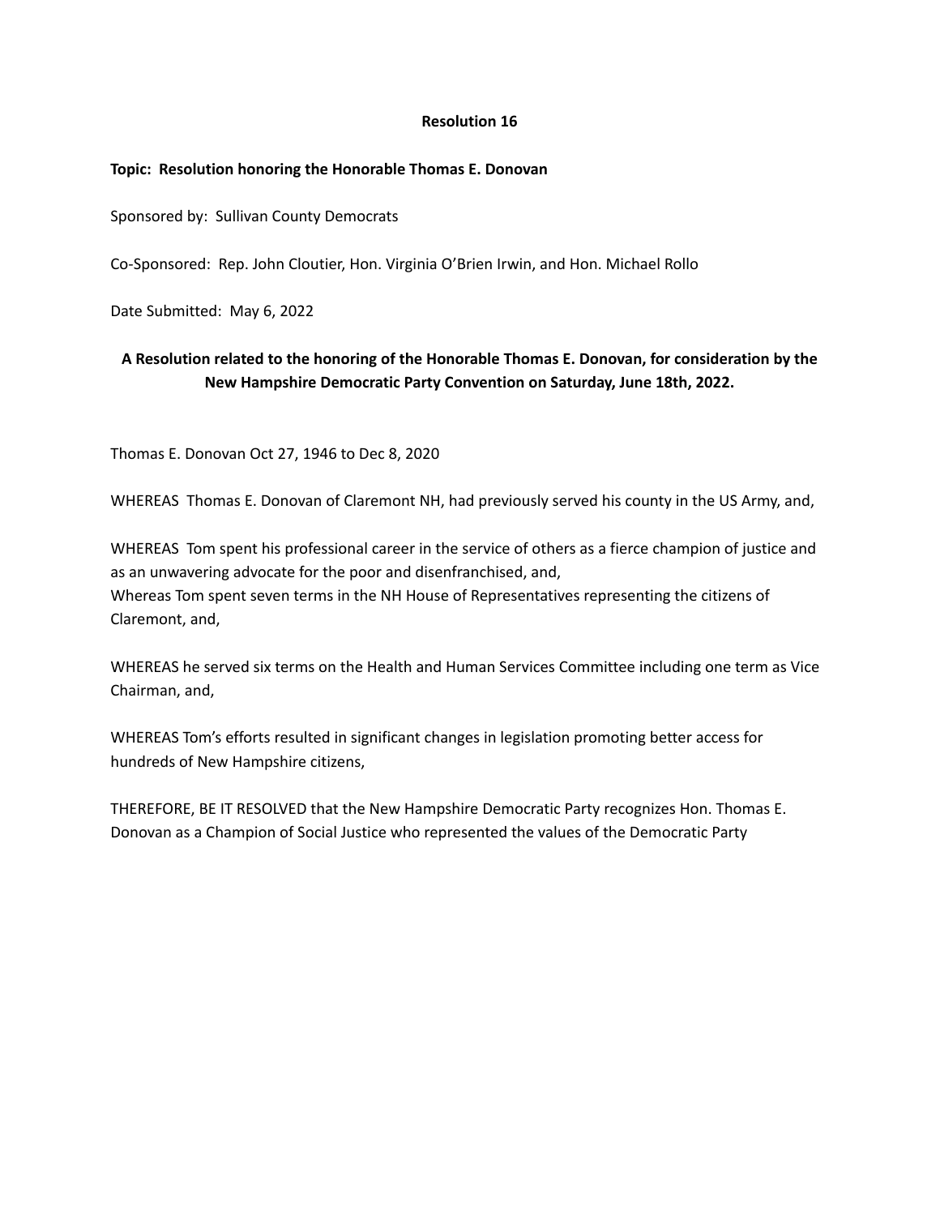**Resolution 16**

**Topic: Resolution honoring the Honorable Thomas E. Donovan**

Sponsored by: Sullivan County Democrats

Co-Sponsored: Rep. John Cloutier, Hon. Virginia O'Brien Irwin, and Hon. Michael Rollo

Date Submitted: May 6, 2022

**A Resolution related to the honoring of the Honorable Thomas E. Donovan, for consideration by the New Hampshire Democratic Party Convention on Saturday, June 18th, 2022.**

Thomas E. Donovan Oct 27, 1946 to Dec 8, 2020

WHEREAS Thomas E. Donovan of Claremont NH, had previously served his county in the US Army, and,

WHEREAS Tom spent his professional career in the service of others as a fierce champion of justice and as an unwavering advocate for the poor and disenfranchised, and,
Whereas Tom spent seven terms in the NH House of Representatives representing the citizens of Claremont, and,

WHEREAS he served six terms on the Health and Human Services Committee including one term as Vice Chairman, and,

WHEREAS Tom's efforts resulted in significant changes in legislation promoting better access for hundreds of New Hampshire citizens,

THEREFORE, BE IT RESOLVED that the New Hampshire Democratic Party recognizes Hon. Thomas E. Donovan as a Champion of Social Justice who represented the values of the Democratic Party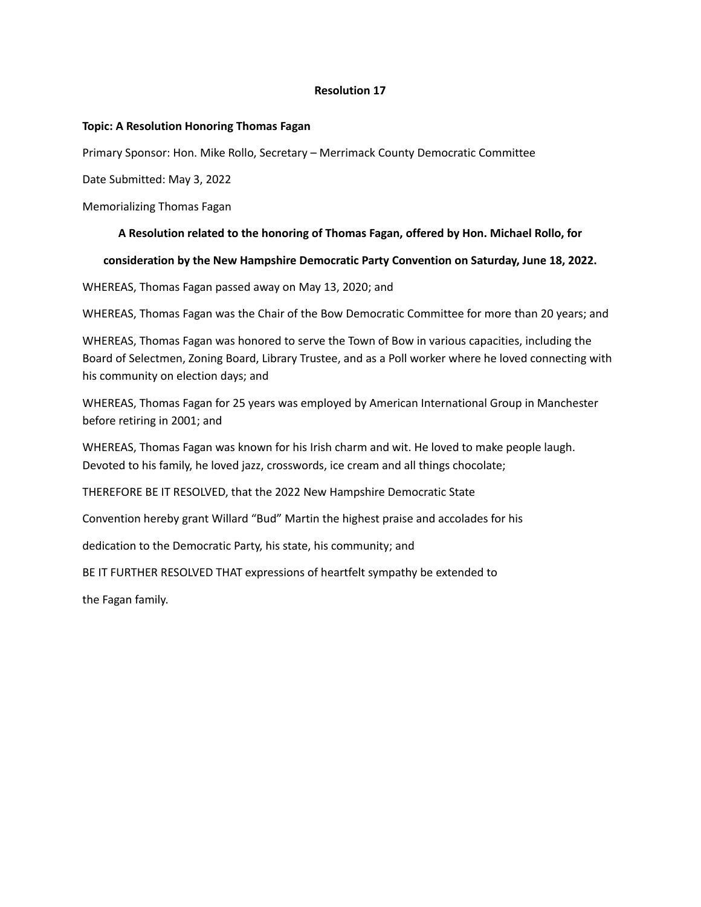**Resolution 17**

**Topic: A Resolution Honoring Thomas Fagan**

Primary Sponsor: Hon. Mike Rollo, Secretary – Merrimack County Democratic Committee

Date Submitted: May 3, 2022

Memorializing Thomas Fagan

**A Resolution related to the honoring of Thomas Fagan, offered by Hon. Michael Rollo, for consideration by the New Hampshire Democratic Party Convention on Saturday, June 18, 2022.**

WHEREAS, Thomas Fagan passed away on May 13, 2020; and

WHEREAS, Thomas Fagan was the Chair of the Bow Democratic Committee for more than 20 years; and

WHEREAS, Thomas Fagan was honored to serve the Town of Bow in various capacities, including the Board of Selectmen, Zoning Board, Library Trustee, and as a Poll worker where he loved connecting with his community on election days; and

WHEREAS, Thomas Fagan for 25 years was employed by American International Group in Manchester before retiring in 2001; and

WHEREAS, Thomas Fagan was known for his Irish charm and wit. He loved to make people laugh. Devoted to his family, he loved jazz, crosswords, ice cream and all things chocolate;

THEREFORE BE IT RESOLVED, that the 2022 New Hampshire Democratic State

Convention hereby grant Willard "Bud" Martin the highest praise and accolades for his

dedication to the Democratic Party, his state, his community; and

BE IT FURTHER RESOLVED THAT expressions of heartfelt sympathy be extended to

the Fagan family.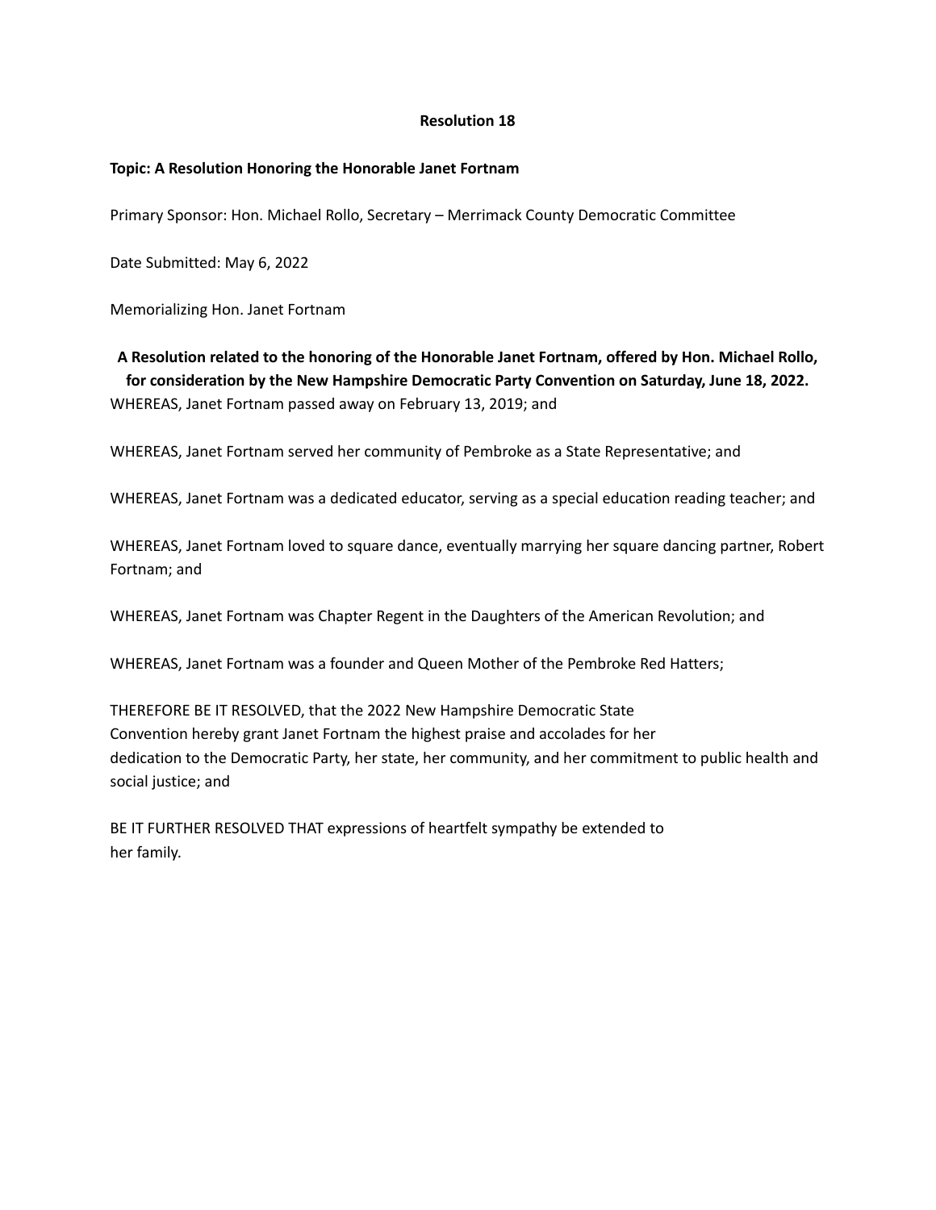## Resolution 18

**Topic: A Resolution Honoring the Honorable Janet Fortnam**

Primary Sponsor: Hon. Michael Rollo, Secretary – Merrimack County Democratic Committee

Date Submitted: May 6, 2022

Memorializing Hon. Janet Fortnam

**A Resolution related to the honoring of the Honorable Janet Fortnam, offered by Hon. Michael Rollo, for consideration by the New Hampshire Democratic Party Convention on Saturday, June 18, 2022.**

WHEREAS, Janet Fortnam passed away on February 13, 2019; and

WHEREAS, Janet Fortnam served her community of Pembroke as a State Representative; and

WHEREAS, Janet Fortnam was a dedicated educator, serving as a special education reading teacher; and

WHEREAS, Janet Fortnam loved to square dance, eventually marrying her square dancing partner, Robert Fortnam; and

WHEREAS, Janet Fortnam was Chapter Regent in the Daughters of the American Revolution; and

WHEREAS, Janet Fortnam was a founder and Queen Mother of the Pembroke Red Hatters;

THEREFORE BE IT RESOLVED, that the 2022 New Hampshire Democratic State Convention hereby grant Janet Fortnam the highest praise and accolades for her dedication to the Democratic Party, her state, her community, and her commitment to public health and social justice; and

BE IT FURTHER RESOLVED THAT expressions of heartfelt sympathy be extended to her family.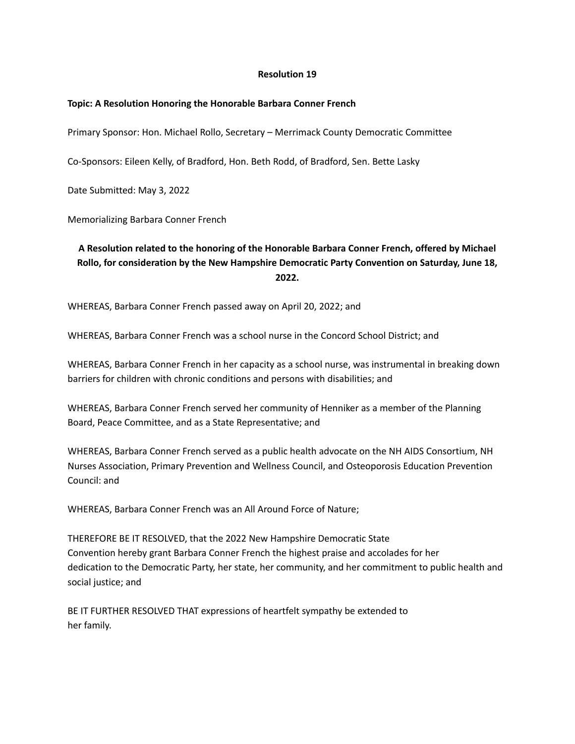**Resolution 19**

**Topic: A Resolution Honoring the Honorable Barbara Conner French**

Primary Sponsor: Hon. Michael Rollo, Secretary – Merrimack County Democratic Committee

Co-Sponsors: Eileen Kelly, of Bradford, Hon. Beth Rodd, of Bradford, Sen. Bette Lasky

Date Submitted: May 3, 2022

Memorializing Barbara Conner French

**A Resolution related to the honoring of the Honorable Barbara Conner French, offered by Michael Rollo, for consideration by the New Hampshire Democratic Party Convention on Saturday, June 18, 2022.**

WHEREAS, Barbara Conner French passed away on April 20, 2022; and

WHEREAS, Barbara Conner French was a school nurse in the Concord School District; and

WHEREAS, Barbara Conner French in her capacity as a school nurse, was instrumental in breaking down barriers for children with chronic conditions and persons with disabilities; and

WHEREAS, Barbara Conner French served her community of Henniker as a member of the Planning Board, Peace Committee, and as a State Representative; and

WHEREAS, Barbara Conner French served as a public health advocate on the NH AIDS Consortium, NH Nurses Association, Primary Prevention and Wellness Council, and Osteoporosis Education Prevention Council: and

WHEREAS, Barbara Conner French was an All Around Force of Nature;

THEREFORE BE IT RESOLVED, that the 2022 New Hampshire Democratic State Convention hereby grant Barbara Conner French the highest praise and accolades for her dedication to the Democratic Party, her state, her community, and her commitment to public health and social justice; and

BE IT FURTHER RESOLVED THAT expressions of heartfelt sympathy be extended to her family.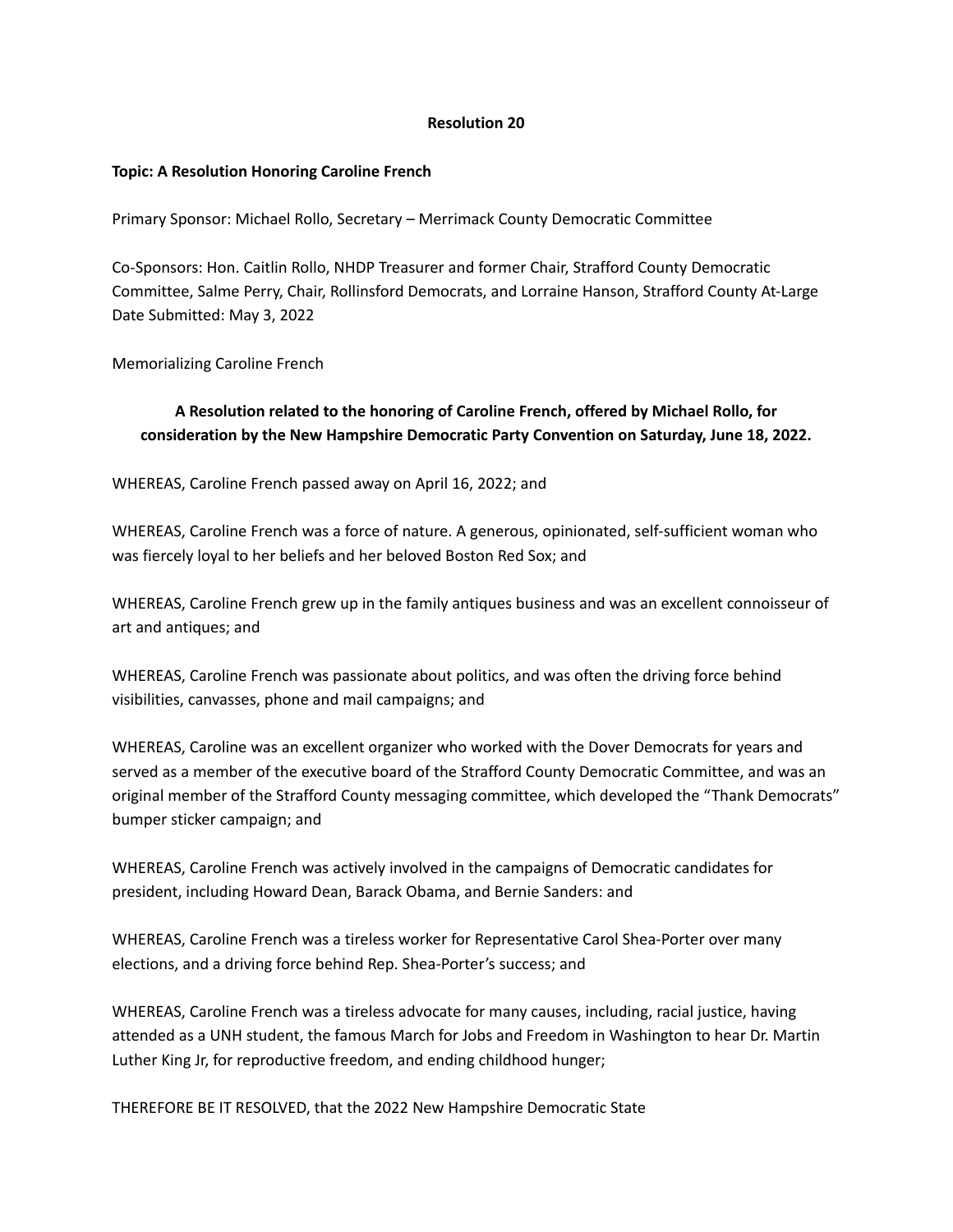**Resolution 20**

**Topic: A Resolution Honoring Caroline French**

Primary Sponsor: Michael Rollo, Secretary – Merrimack County Democratic Committee

Co-Sponsors: Hon. Caitlin Rollo, NHDP Treasurer and former Chair, Strafford County Democratic Committee, Salme Perry, Chair, Rollinsford Democrats, and Lorraine Hanson, Strafford County At-Large
Date Submitted: May 3, 2022

Memorializing Caroline French

**A Resolution related to the honoring of Caroline French, offered by Michael Rollo, for consideration by the New Hampshire Democratic Party Convention on Saturday, June 18, 2022.**

WHEREAS, Caroline French passed away on April 16, 2022; and

WHEREAS, Caroline French was a force of nature. A generous, opinionated, self-sufficient woman who was fiercely loyal to her beliefs and her beloved Boston Red Sox; and

WHEREAS, Caroline French grew up in the family antiques business and was an excellent connoisseur of art and antiques; and

WHEREAS, Caroline French was passionate about politics, and was often the driving force behind visibilities, canvasses, phone and mail campaigns; and

WHEREAS, Caroline was an excellent organizer who worked with the Dover Democrats for years and served as a member of the executive board of the Strafford County Democratic Committee, and was an original member of the Strafford County messaging committee, which developed the "Thank Democrats" bumper sticker campaign; and

WHEREAS, Caroline French was actively involved in the campaigns of Democratic candidates for president, including Howard Dean, Barack Obama, and Bernie Sanders: and

WHEREAS, Caroline French was a tireless worker for Representative Carol Shea-Porter over many elections, and a driving force behind Rep. Shea-Porter's success; and

WHEREAS, Caroline French was a tireless advocate for many causes, including, racial justice, having attended as a UNH student, the famous March for Jobs and Freedom in Washington to hear Dr. Martin Luther King Jr, for reproductive freedom, and ending childhood hunger;

THEREFORE BE IT RESOLVED, that the 2022 New Hampshire Democratic State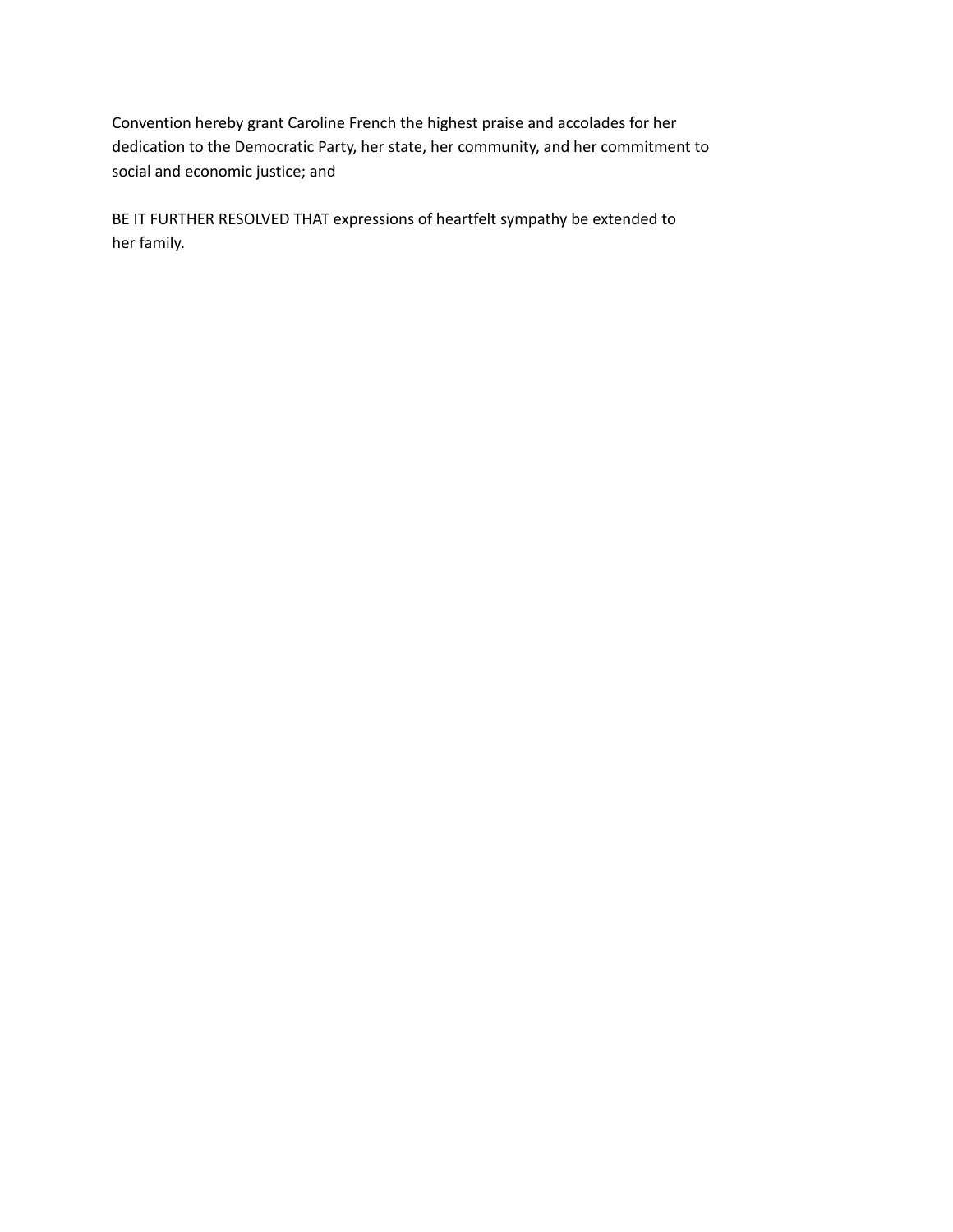Convention hereby grant Caroline French the highest praise and accolades for her dedication to the Democratic Party, her state, her community, and her commitment to social and economic justice; and

BE IT FURTHER RESOLVED THAT expressions of heartfelt sympathy be extended to her family.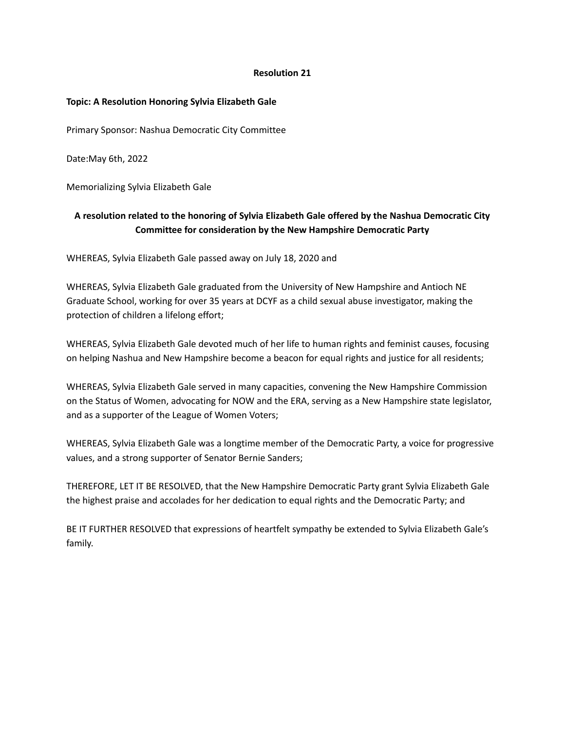**Resolution 21**

**Topic: A Resolution Honoring Sylvia Elizabeth Gale**

Primary Sponsor: Nashua Democratic City Committee

Date:May 6th, 2022

Memorializing Sylvia Elizabeth Gale

**A resolution related to the honoring of Sylvia Elizabeth Gale offered by the Nashua Democratic City Committee for consideration by the New Hampshire Democratic Party**

WHEREAS, Sylvia Elizabeth Gale passed away on July 18, 2020 and

WHEREAS, Sylvia Elizabeth Gale graduated from the University of New Hampshire and Antioch NE Graduate School, working for over 35 years at DCYF as a child sexual abuse investigator, making the protection of children a lifelong effort;

WHEREAS, Sylvia Elizabeth Gale devoted much of her life to human rights and feminist causes, focusing on helping Nashua and New Hampshire become a beacon for equal rights and justice for all residents;

WHEREAS, Sylvia Elizabeth Gale served in many capacities, convening the New Hampshire Commission on the Status of Women, advocating for NOW and the ERA, serving as a New Hampshire state legislator, and as a supporter of the League of Women Voters;

WHEREAS, Sylvia Elizabeth Gale was a longtime member of the Democratic Party, a voice for progressive values, and a strong supporter of Senator Bernie Sanders;

THEREFORE, LET IT BE RESOLVED, that the New Hampshire Democratic Party grant Sylvia Elizabeth Gale the highest praise and accolades for her dedication to equal rights and the Democratic Party; and

BE IT FURTHER RESOLVED that expressions of heartfelt sympathy be extended to Sylvia Elizabeth Gale's family.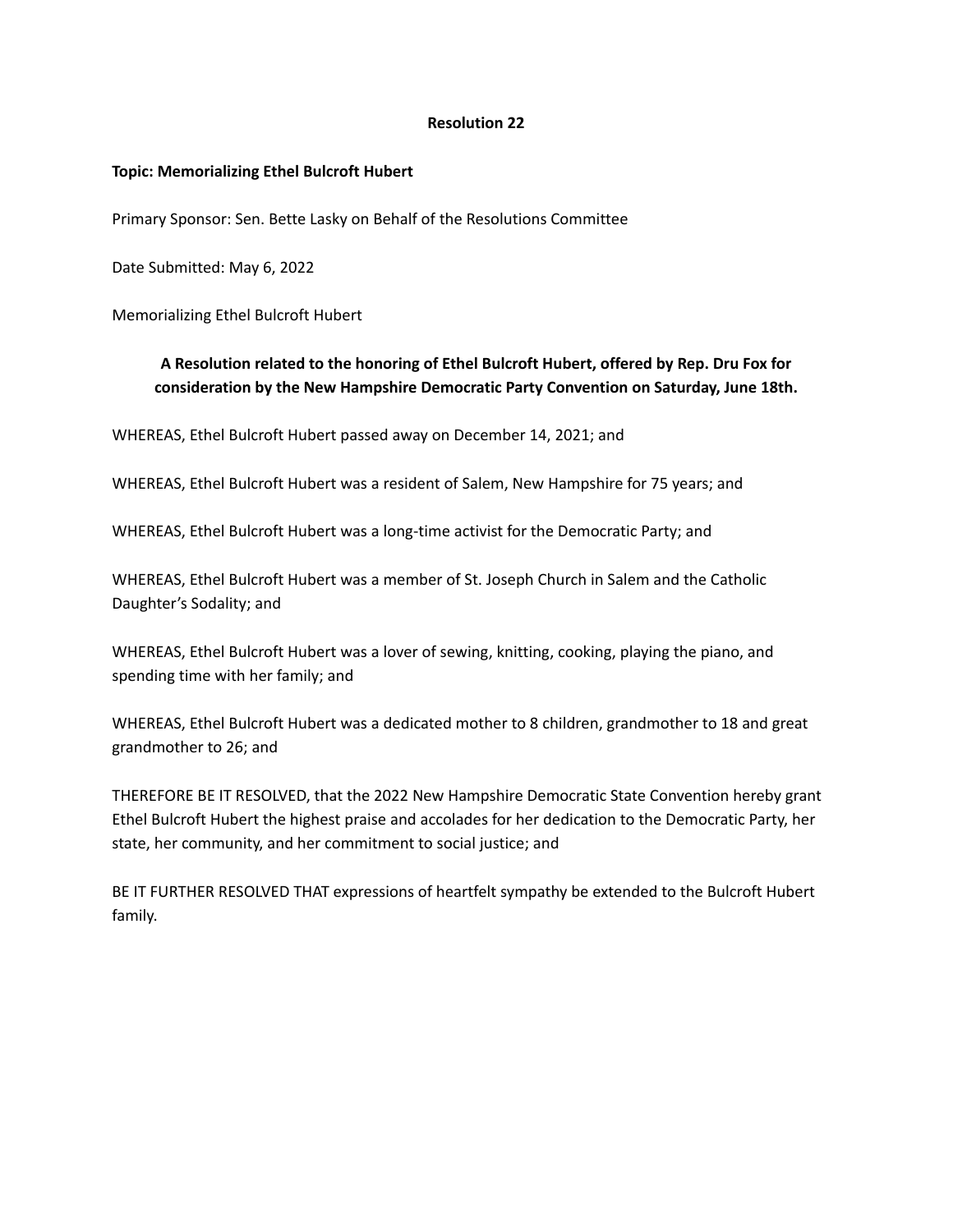**Resolution 22**

**Topic: Memorializing Ethel Bulcroft Hubert**

Primary Sponsor: Sen. Bette Lasky on Behalf of the Resolutions Committee

Date Submitted: May 6, 2022

Memorializing Ethel Bulcroft Hubert

**A Resolution related to the honoring of Ethel Bulcroft Hubert, offered by Rep. Dru Fox for consideration by the New Hampshire Democratic Party Convention on Saturday, June 18th.**

WHEREAS, Ethel Bulcroft Hubert passed away on December 14, 2021; and

WHEREAS, Ethel Bulcroft Hubert was a resident of Salem, New Hampshire for 75 years; and

WHEREAS, Ethel Bulcroft Hubert was a long-time activist for the Democratic Party; and

WHEREAS, Ethel Bulcroft Hubert was a member of St. Joseph Church in Salem and the Catholic Daughter's Sodality; and

WHEREAS, Ethel Bulcroft Hubert was a lover of sewing, knitting, cooking, playing the piano, and spending time with her family; and

WHEREAS, Ethel Bulcroft Hubert was a dedicated mother to 8 children, grandmother to 18 and great grandmother to 26; and

THEREFORE BE IT RESOLVED, that the 2022 New Hampshire Democratic State Convention hereby grant Ethel Bulcroft Hubert the highest praise and accolades for her dedication to the Democratic Party, her state, her community, and her commitment to social justice; and

BE IT FURTHER RESOLVED THAT expressions of heartfelt sympathy be extended to the Bulcroft Hubert family.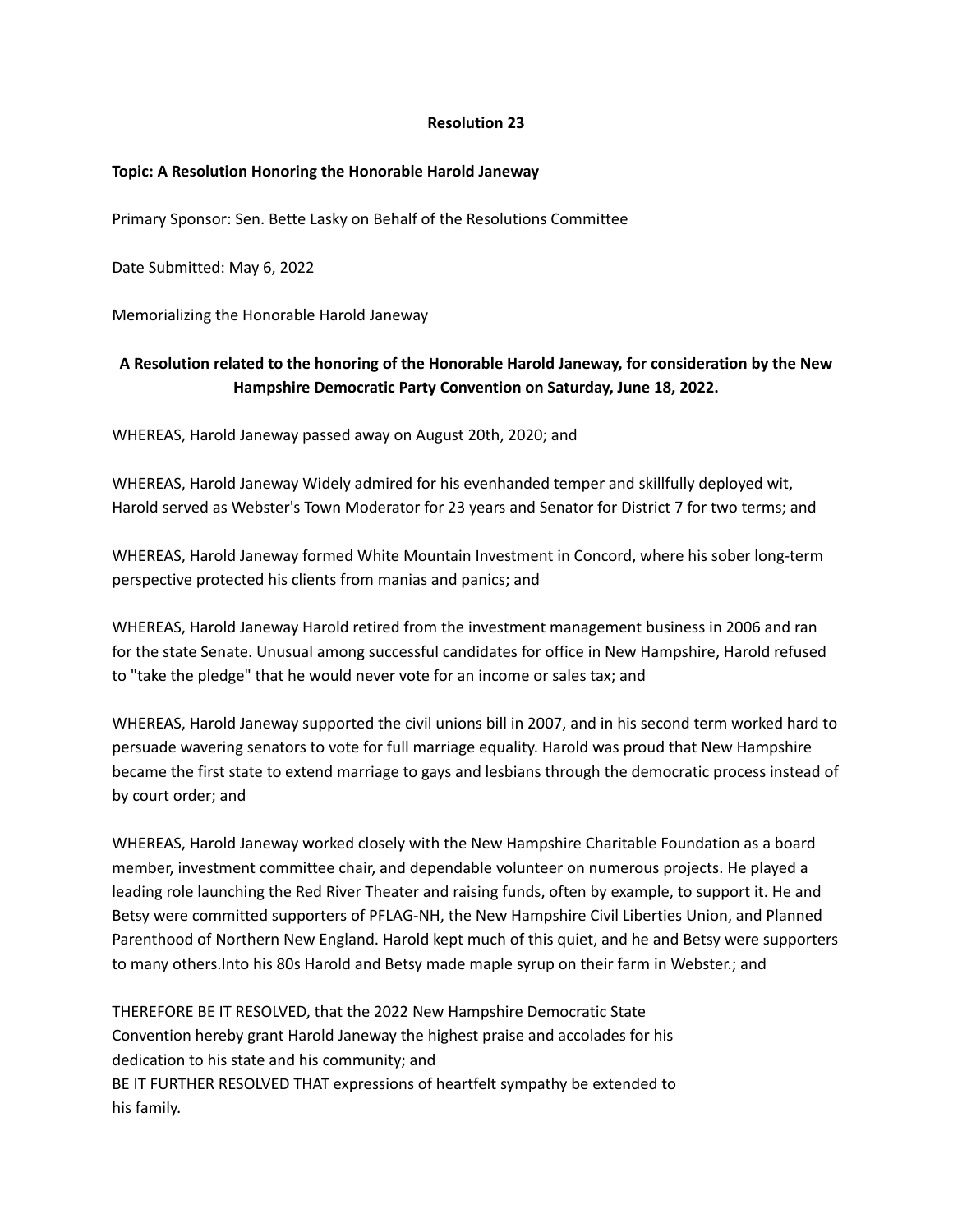**Resolution 23**

**Topic: A Resolution Honoring the Honorable Harold Janeway**

Primary Sponsor: Sen. Bette Lasky on Behalf of the Resolutions Committee

Date Submitted: May 6, 2022

Memorializing the Honorable Harold Janeway

**A Resolution related to the honoring of the Honorable Harold Janeway, for consideration by the New Hampshire Democratic Party Convention on Saturday, June 18, 2022.**

WHEREAS, Harold Janeway passed away on August 20th, 2020; and

WHEREAS, Harold Janeway Widely admired for his evenhanded temper and skillfully deployed wit, Harold served as Webster's Town Moderator for 23 years and Senator for District 7 for two terms; and

WHEREAS, Harold Janeway formed White Mountain Investment in Concord, where his sober long-term perspective protected his clients from manias and panics; and

WHEREAS, Harold Janeway Harold retired from the investment management business in 2006 and ran for the state Senate. Unusual among successful candidates for office in New Hampshire, Harold refused to "take the pledge" that he would never vote for an income or sales tax; and

WHEREAS, Harold Janeway supported the civil unions bill in 2007, and in his second term worked hard to persuade wavering senators to vote for full marriage equality. Harold was proud that New Hampshire became the first state to extend marriage to gays and lesbians through the democratic process instead of by court order; and

WHEREAS, Harold Janeway worked closely with the New Hampshire Charitable Foundation as a board member, investment committee chair, and dependable volunteer on numerous projects. He played a leading role launching the Red River Theater and raising funds, often by example, to support it. He and Betsy were committed supporters of PFLAG-NH, the New Hampshire Civil Liberties Union, and Planned Parenthood of Northern New England. Harold kept much of this quiet, and he and Betsy were supporters to many others.Into his 80s Harold and Betsy made maple syrup on their farm in Webster.; and

THEREFORE BE IT RESOLVED, that the 2022 New Hampshire Democratic State Convention hereby grant Harold Janeway the highest praise and accolades for his dedication to his state and his community; and
BE IT FURTHER RESOLVED THAT expressions of heartfelt sympathy be extended to his family.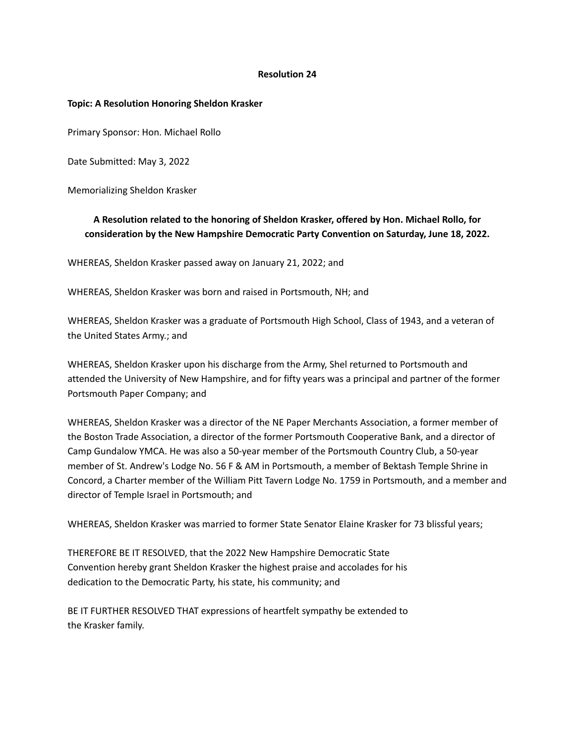**Resolution 24**

**Topic: A Resolution Honoring Sheldon Krasker**

Primary Sponsor: Hon. Michael Rollo

Date Submitted: May 3, 2022

Memorializing Sheldon Krasker

**A Resolution related to the honoring of Sheldon Krasker, offered by Hon. Michael Rollo, for consideration by the New Hampshire Democratic Party Convention on Saturday, June 18, 2022.**

WHEREAS, Sheldon Krasker passed away on January 21, 2022; and

WHEREAS, Sheldon Krasker was born and raised in Portsmouth, NH; and

WHEREAS, Sheldon Krasker was a graduate of Portsmouth High School, Class of 1943, and a veteran of the United States Army.; and

WHEREAS, Sheldon Krasker upon his discharge from the Army, Shel returned to Portsmouth and attended the University of New Hampshire, and for fifty years was a principal and partner of the former Portsmouth Paper Company; and

WHEREAS, Sheldon Krasker was a director of the NE Paper Merchants Association, a former member of the Boston Trade Association, a director of the former Portsmouth Cooperative Bank, and a director of Camp Gundalow YMCA. He was also a 50-year member of the Portsmouth Country Club, a 50-year member of St. Andrew's Lodge No. 56 F & AM in Portsmouth, a member of Bektash Temple Shrine in Concord, a Charter member of the William Pitt Tavern Lodge No. 1759 in Portsmouth, and a member and director of Temple Israel in Portsmouth; and

WHEREAS, Sheldon Krasker was married to former State Senator Elaine Krasker for 73 blissful years;

THEREFORE BE IT RESOLVED, that the 2022 New Hampshire Democratic State Convention hereby grant Sheldon Krasker the highest praise and accolades for his dedication to the Democratic Party, his state, his community; and

BE IT FURTHER RESOLVED THAT expressions of heartfelt sympathy be extended to the Krasker family.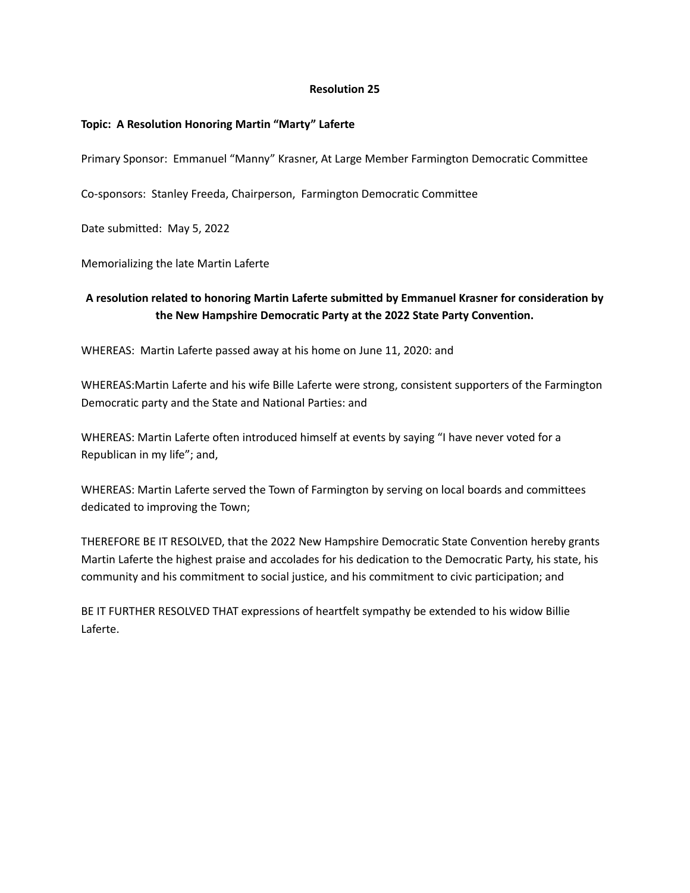**Resolution 25**

**Topic: A Resolution Honoring Martin "Marty" Laferte**

Primary Sponsor: Emmanuel "Manny" Krasner, At Large Member Farmington Democratic Committee

Co-sponsors: Stanley Freeda, Chairperson, Farmington Democratic Committee

Date submitted: May 5, 2022

Memorializing the late Martin Laferte

**A resolution related to honoring Martin Laferte submitted by Emmanuel Krasner for consideration by the New Hampshire Democratic Party at the 2022 State Party Convention.**

WHEREAS: Martin Laferte passed away at his home on June 11, 2020: and

WHEREAS:Martin Laferte and his wife Bille Laferte were strong, consistent supporters of the Farmington Democratic party and the State and National Parties: and

WHEREAS: Martin Laferte often introduced himself at events by saying "I have never voted for a Republican in my life"; and,

WHEREAS: Martin Laferte served the Town of Farmington by serving on local boards and committees dedicated to improving the Town;

THEREFORE BE IT RESOLVED, that the 2022 New Hampshire Democratic State Convention hereby grants Martin Laferte the highest praise and accolades for his dedication to the Democratic Party, his state, his community and his commitment to social justice, and his commitment to civic participation; and

BE IT FURTHER RESOLVED THAT expressions of heartfelt sympathy be extended to his widow Billie Laferte.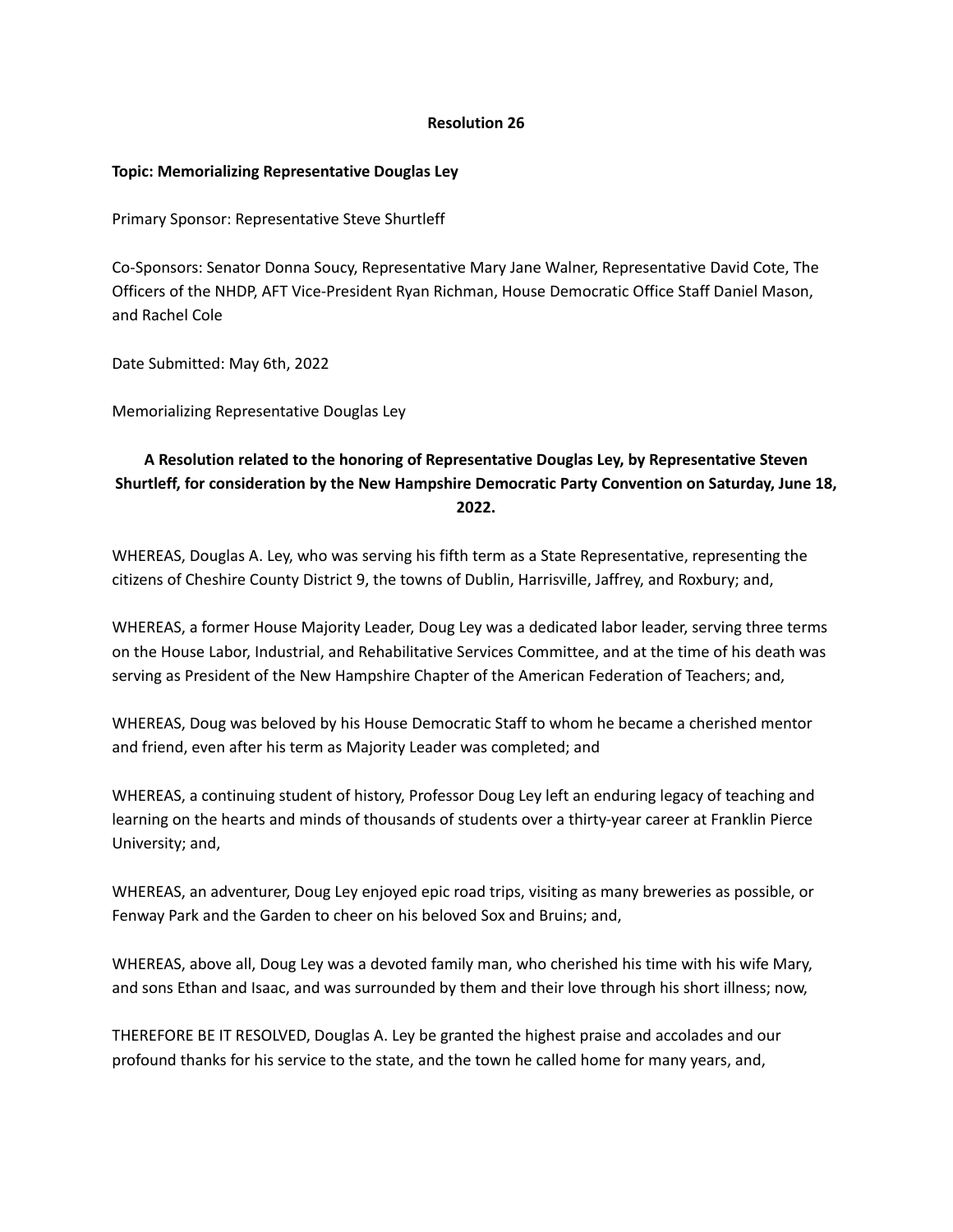**Resolution 26**

**Topic: Memorializing Representative Douglas Ley**

Primary Sponsor: Representative Steve Shurtleff

Co-Sponsors: Senator Donna Soucy, Representative Mary Jane Walner, Representative David Cote, The Officers of the NHDP, AFT Vice-President Ryan Richman, House Democratic Office Staff Daniel Mason, and Rachel Cole

Date Submitted: May 6th, 2022

Memorializing Representative Douglas Ley

**A Resolution related to the honoring of Representative Douglas Ley, by Representative Steven Shurtleff, for consideration by the New Hampshire Democratic Party Convention on Saturday, June 18, 2022.**

WHEREAS, Douglas A. Ley, who was serving his fifth term as a State Representative, representing the citizens of Cheshire County District 9, the towns of Dublin, Harrisville, Jaffrey, and Roxbury; and,

WHEREAS, a former House Majority Leader, Doug Ley was a dedicated labor leader, serving three terms on the House Labor, Industrial, and Rehabilitative Services Committee, and at the time of his death was serving as President of the New Hampshire Chapter of the American Federation of Teachers; and,

WHEREAS, Doug was beloved by his House Democratic Staff to whom he became a cherished mentor and friend, even after his term as Majority Leader was completed; and

WHEREAS, a continuing student of history, Professor Doug Ley left an enduring legacy of teaching and learning on the hearts and minds of thousands of students over a thirty-year career at Franklin Pierce University; and,

WHEREAS, an adventurer, Doug Ley enjoyed epic road trips, visiting as many breweries as possible, or Fenway Park and the Garden to cheer on his beloved Sox and Bruins; and,

WHEREAS, above all, Doug Ley was a devoted family man, who cherished his time with his wife Mary, and sons Ethan and Isaac, and was surrounded by them and their love through his short illness; now,

THEREFORE BE IT RESOLVED, Douglas A. Ley be granted the highest praise and accolades and our profound thanks for his service to the state, and the town he called home for many years, and,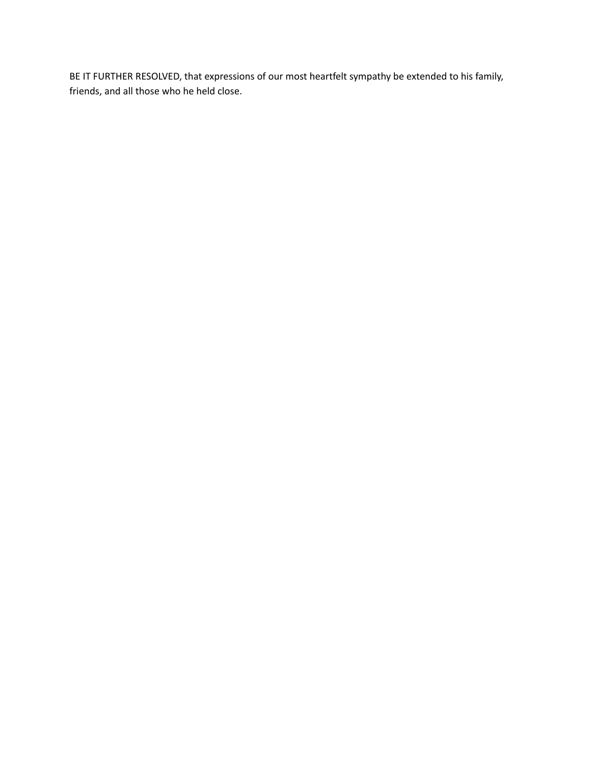BE IT FURTHER RESOLVED, that expressions of our most heartfelt sympathy be extended to his family, friends, and all those who he held close.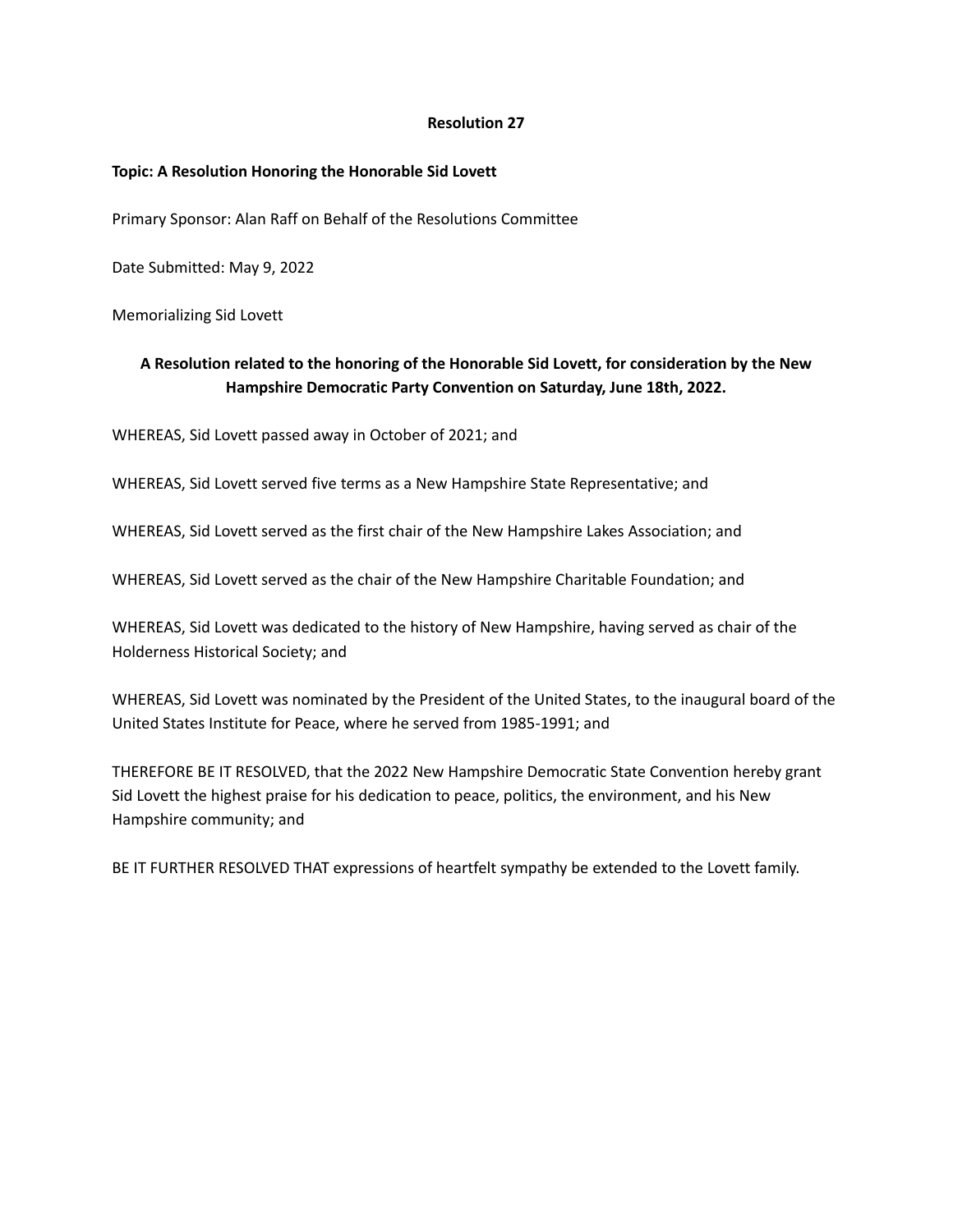**Resolution 27**

**Topic: A Resolution Honoring the Honorable Sid Lovett**

Primary Sponsor: Alan Raff on Behalf of the Resolutions Committee

Date Submitted: May 9, 2022

Memorializing Sid Lovett

**A Resolution related to the honoring of the Honorable Sid Lovett, for consideration by the New Hampshire Democratic Party Convention on Saturday, June 18th, 2022.**

WHEREAS, Sid Lovett passed away in October of 2021; and

WHEREAS, Sid Lovett served five terms as a New Hampshire State Representative; and

WHEREAS, Sid Lovett served as the first chair of the New Hampshire Lakes Association; and

WHEREAS, Sid Lovett served as the chair of the New Hampshire Charitable Foundation; and

WHEREAS, Sid Lovett was dedicated to the history of New Hampshire, having served as chair of the Holderness Historical Society; and

WHEREAS, Sid Lovett was nominated by the President of the United States, to the inaugural board of the United States Institute for Peace, where he served from 1985-1991; and

THEREFORE BE IT RESOLVED, that the 2022 New Hampshire Democratic State Convention hereby grant Sid Lovett the highest praise for his dedication to peace, politics, the environment, and his New Hampshire community; and

BE IT FURTHER RESOLVED THAT expressions of heartfelt sympathy be extended to the Lovett family.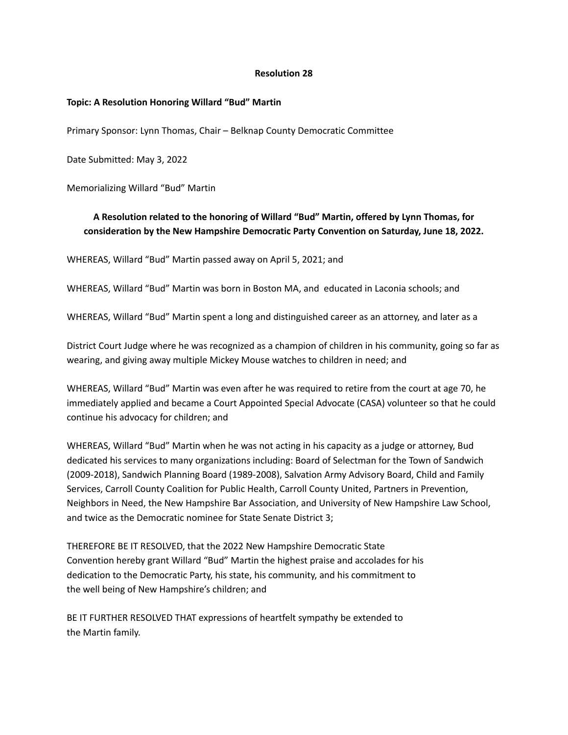**Resolution 28**

**Topic: A Resolution Honoring Willard "Bud" Martin**

Primary Sponsor: Lynn Thomas, Chair – Belknap County Democratic Committee

Date Submitted: May 3, 2022

Memorializing Willard "Bud" Martin

**A Resolution related to the honoring of Willard "Bud" Martin, offered by Lynn Thomas, for consideration by the New Hampshire Democratic Party Convention on Saturday, June 18, 2022.**

WHEREAS, Willard "Bud" Martin passed away on April 5, 2021; and

WHEREAS, Willard "Bud" Martin was born in Boston MA, and educated in Laconia schools; and

WHEREAS, Willard "Bud" Martin spent a long and distinguished career as an attorney, and later as a

District Court Judge where he was recognized as a champion of children in his community, going so far as wearing, and giving away multiple Mickey Mouse watches to children in need; and

WHEREAS, Willard "Bud" Martin was even after he was required to retire from the court at age 70, he immediately applied and became a Court Appointed Special Advocate (CASA) volunteer so that he could continue his advocacy for children; and

WHEREAS, Willard "Bud" Martin when he was not acting in his capacity as a judge or attorney, Bud dedicated his services to many organizations including: Board of Selectman for the Town of Sandwich (2009-2018), Sandwich Planning Board (1989-2008), Salvation Army Advisory Board, Child and Family Services, Carroll County Coalition for Public Health, Carroll County United, Partners in Prevention, Neighbors in Need, the New Hampshire Bar Association, and University of New Hampshire Law School, and twice as the Democratic nominee for State Senate District 3;

THEREFORE BE IT RESOLVED, that the 2022 New Hampshire Democratic State Convention hereby grant Willard "Bud" Martin the highest praise and accolades for his dedication to the Democratic Party, his state, his community, and his commitment to the well being of New Hampshire's children; and

BE IT FURTHER RESOLVED THAT expressions of heartfelt sympathy be extended to the Martin family.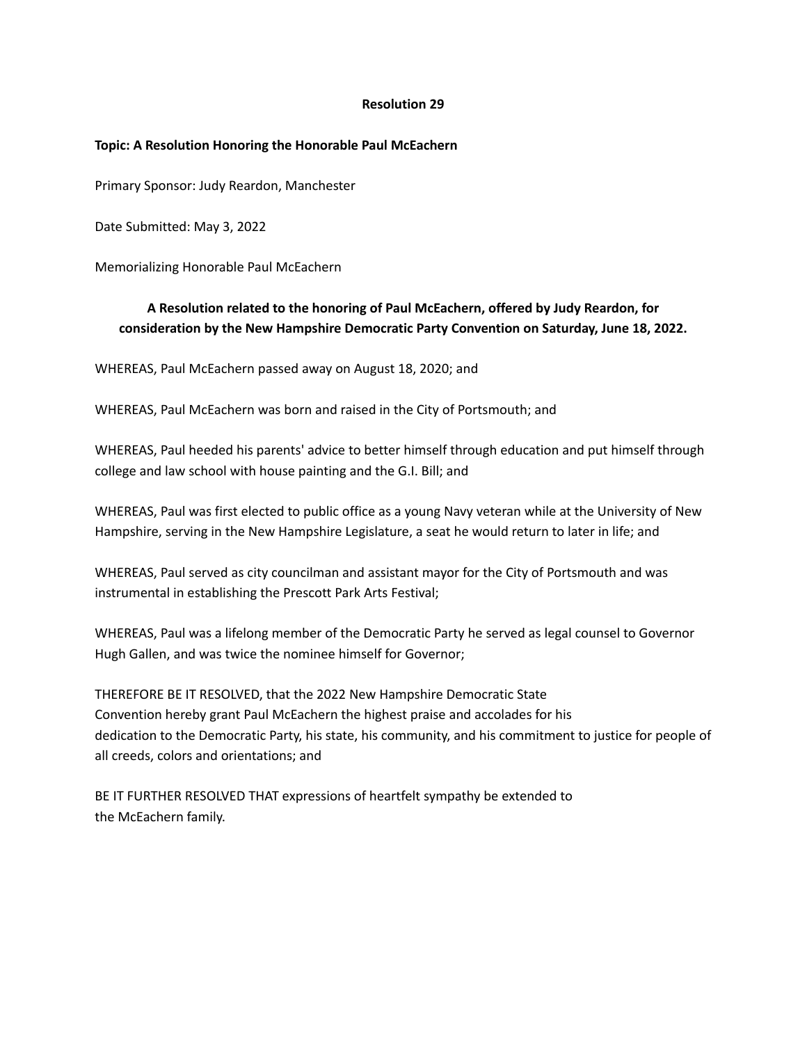**Resolution 29**

**Topic: A Resolution Honoring the Honorable Paul McEachern**

Primary Sponsor: Judy Reardon, Manchester

Date Submitted: May 3, 2022

Memorializing Honorable Paul McEachern

**A Resolution related to the honoring of Paul McEachern, offered by Judy Reardon, for consideration by the New Hampshire Democratic Party Convention on Saturday, June 18, 2022.**

WHEREAS, Paul McEachern passed away on August 18, 2020; and

WHEREAS, Paul McEachern was born and raised in the City of Portsmouth; and

WHEREAS, Paul heeded his parents' advice to better himself through education and put himself through college and law school with house painting and the G.I. Bill; and

WHEREAS, Paul was first elected to public office as a young Navy veteran while at the University of New Hampshire, serving in the New Hampshire Legislature, a seat he would return to later in life; and

WHEREAS, Paul served as city councilman and assistant mayor for the City of Portsmouth and was instrumental in establishing the Prescott Park Arts Festival;

WHEREAS, Paul was a lifelong member of the Democratic Party he served as legal counsel to Governor Hugh Gallen, and was twice the nominee himself for Governor;

THEREFORE BE IT RESOLVED, that the 2022 New Hampshire Democratic State Convention hereby grant Paul McEachern the highest praise and accolades for his dedication to the Democratic Party, his state, his community, and his commitment to justice for people of all creeds, colors and orientations; and

BE IT FURTHER RESOLVED THAT expressions of heartfelt sympathy be extended to the McEachern family.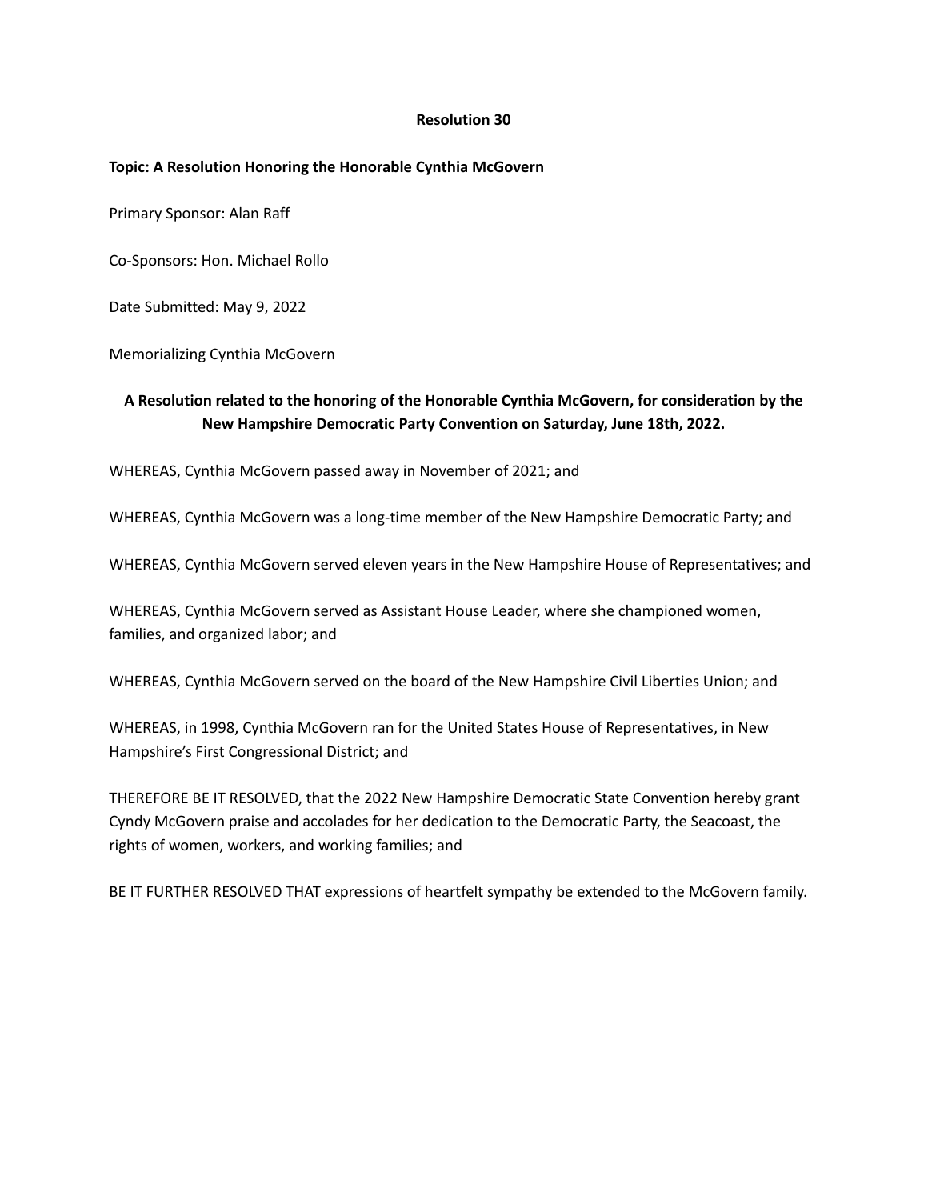# Resolution 30

**Topic: A Resolution Honoring the Honorable Cynthia McGovern**

Primary Sponsor: Alan Raff

Co-Sponsors: Hon. Michael Rollo

Date Submitted: May 9, 2022

Memorializing Cynthia McGovern

**A Resolution related to the honoring of the Honorable Cynthia McGovern, for consideration by the New Hampshire Democratic Party Convention on Saturday, June 18th, 2022.**

WHEREAS, Cynthia McGovern passed away in November of 2021; and

WHEREAS, Cynthia McGovern was a long-time member of the New Hampshire Democratic Party; and

WHEREAS, Cynthia McGovern served eleven years in the New Hampshire House of Representatives; and

WHEREAS, Cynthia McGovern served as Assistant House Leader, where she championed women, families, and organized labor; and

WHEREAS, Cynthia McGovern served on the board of the New Hampshire Civil Liberties Union; and

WHEREAS, in 1998, Cynthia McGovern ran for the United States House of Representatives, in New Hampshire's First Congressional District; and

THEREFORE BE IT RESOLVED, that the 2022 New Hampshire Democratic State Convention hereby grant Cyndy McGovern praise and accolades for her dedication to the Democratic Party, the Seacoast, the rights of women, workers, and working families; and

BE IT FURTHER RESOLVED THAT expressions of heartfelt sympathy be extended to the McGovern family.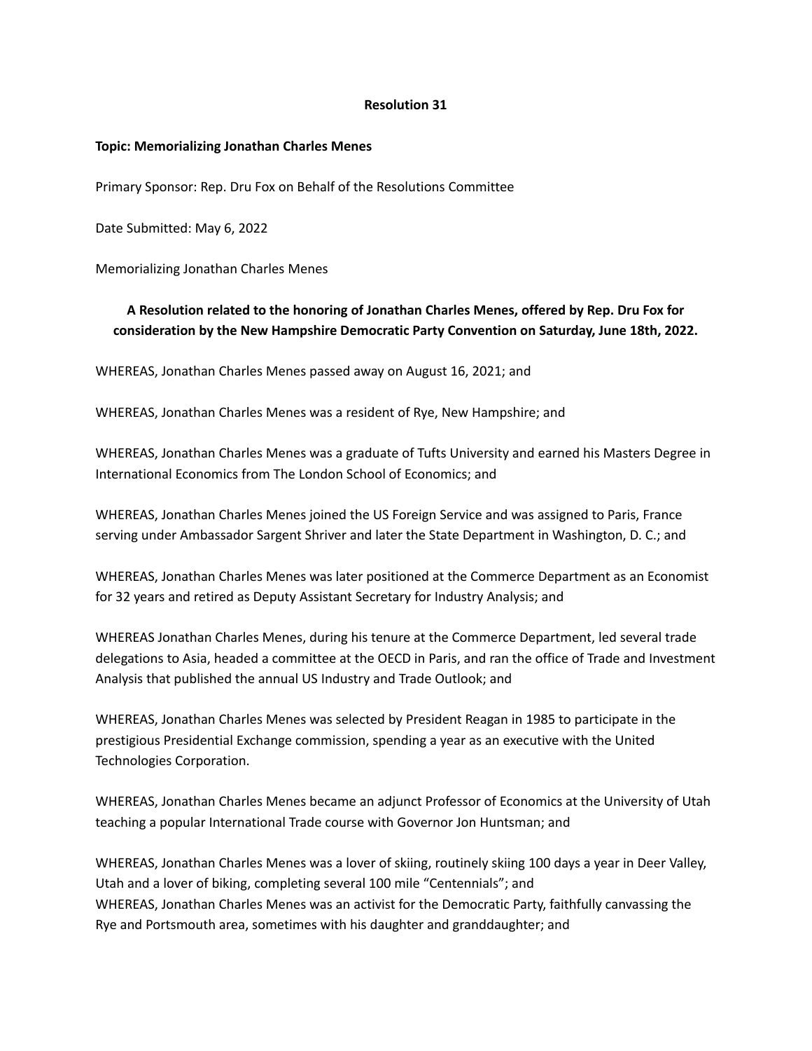**Resolution 31**

**Topic: Memorializing Jonathan Charles Menes**

Primary Sponsor: Rep. Dru Fox on Behalf of the Resolutions Committee

Date Submitted: May 6, 2022

Memorializing Jonathan Charles Menes

**A Resolution related to the honoring of Jonathan Charles Menes, offered by Rep. Dru Fox for consideration by the New Hampshire Democratic Party Convention on Saturday, June 18th, 2022.**

WHEREAS, Jonathan Charles Menes passed away on August 16, 2021; and

WHEREAS, Jonathan Charles Menes was a resident of Rye, New Hampshire; and

WHEREAS, Jonathan Charles Menes was a graduate of Tufts University and earned his Masters Degree in International Economics from The London School of Economics; and

WHEREAS, Jonathan Charles Menes joined the US Foreign Service and was assigned to Paris, France serving under Ambassador Sargent Shriver and later the State Department in Washington, D. C.; and

WHEREAS, Jonathan Charles Menes was later positioned at the Commerce Department as an Economist for 32 years and retired as Deputy Assistant Secretary for Industry Analysis; and

WHEREAS Jonathan Charles Menes, during his tenure at the Commerce Department, led several trade delegations to Asia, headed a committee at the OECD in Paris, and ran the office of Trade and Investment Analysis that published the annual US Industry and Trade Outlook; and

WHEREAS, Jonathan Charles Menes was selected by President Reagan in 1985 to participate in the prestigious Presidential Exchange commission, spending a year as an executive with the United Technologies Corporation.

WHEREAS, Jonathan Charles Menes became an adjunct Professor of Economics at the University of Utah teaching a popular International Trade course with Governor Jon Huntsman; and

WHEREAS, Jonathan Charles Menes was a lover of skiing, routinely skiing 100 days a year in Deer Valley, Utah and a lover of biking, completing several 100 mile "Centennials"; and

WHEREAS, Jonathan Charles Menes was an activist for the Democratic Party, faithfully canvassing the Rye and Portsmouth area, sometimes with his daughter and granddaughter; and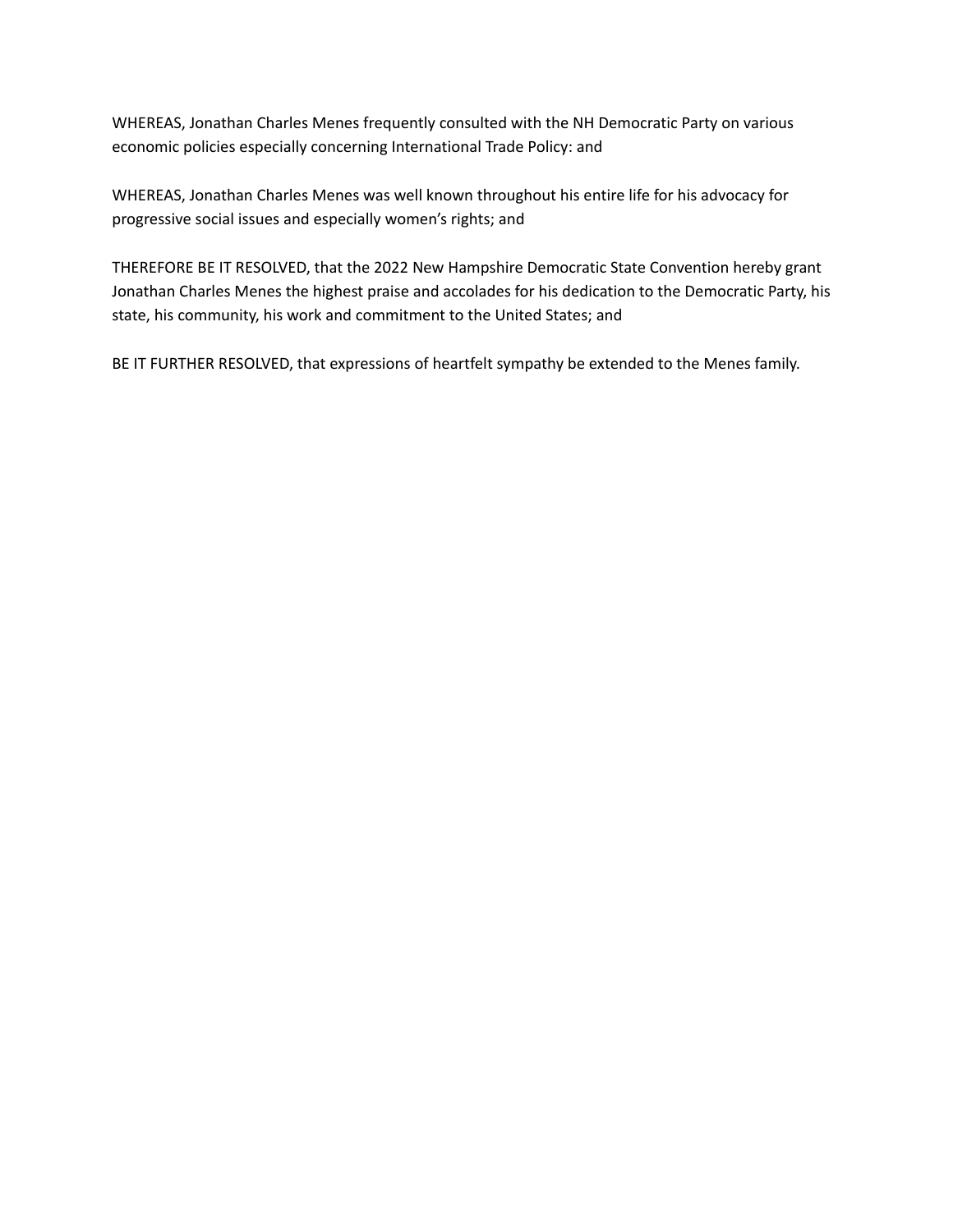WHEREAS, Jonathan Charles Menes frequently consulted with the NH Democratic Party on various economic policies especially concerning International Trade Policy: and

WHEREAS, Jonathan Charles Menes was well known throughout his entire life for his advocacy for progressive social issues and especially women's rights; and

THEREFORE BE IT RESOLVED, that the 2022 New Hampshire Democratic State Convention hereby grant Jonathan Charles Menes the highest praise and accolades for his dedication to the Democratic Party, his state, his community, his work and commitment to the United States; and

BE IT FURTHER RESOLVED, that expressions of heartfelt sympathy be extended to the Menes family.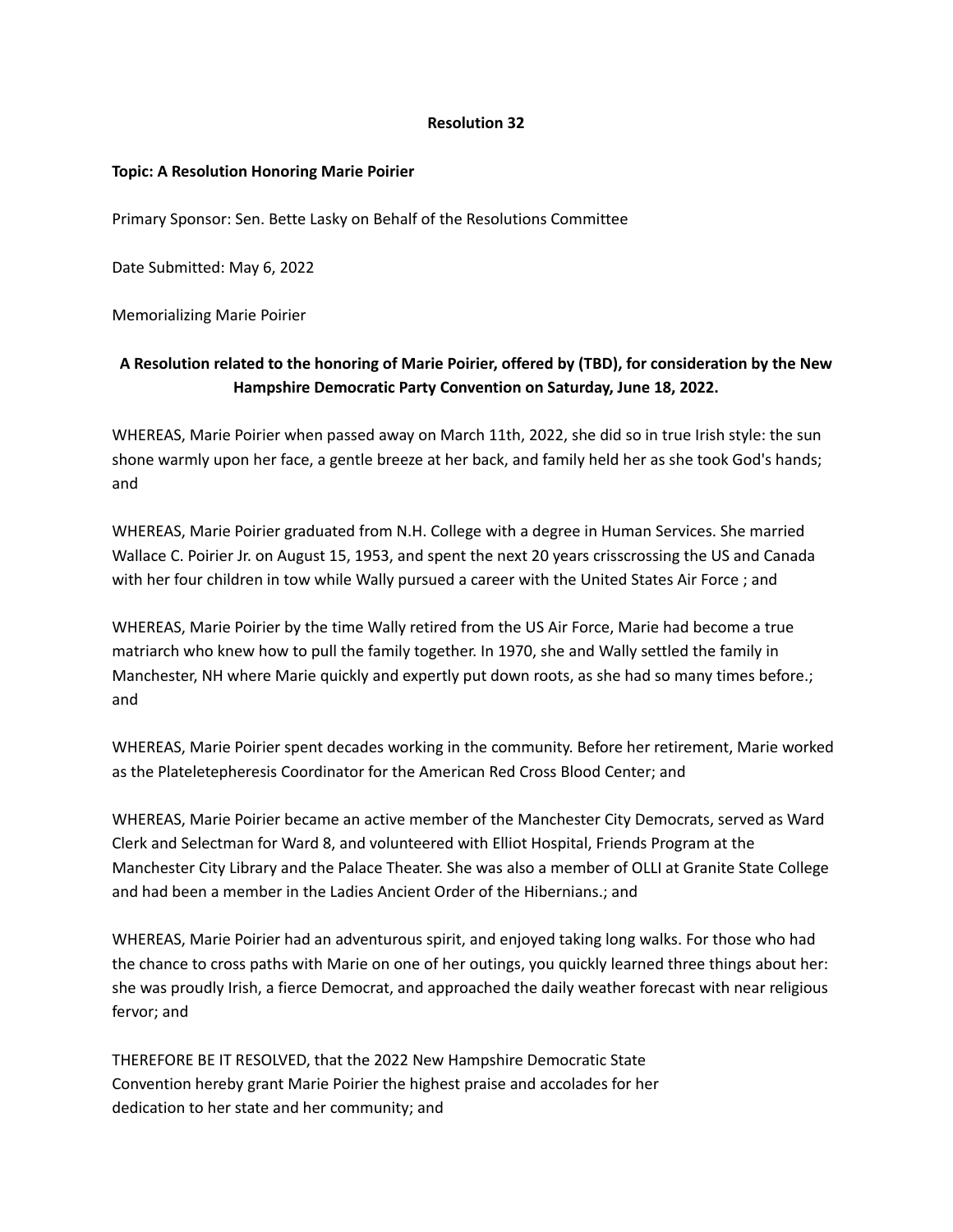**Resolution 32**

**Topic: A Resolution Honoring Marie Poirier**

Primary Sponsor: Sen. Bette Lasky on Behalf of the Resolutions Committee

Date Submitted: May 6, 2022

Memorializing Marie Poirier

**A Resolution related to the honoring of Marie Poirier, offered by (TBD), for consideration by the New Hampshire Democratic Party Convention on Saturday, June 18, 2022.**

WHEREAS, Marie Poirier when passed away on March 11th, 2022, she did so in true Irish style: the sun shone warmly upon her face, a gentle breeze at her back, and family held her as she took God's hands; and

WHEREAS, Marie Poirier graduated from N.H. College with a degree in Human Services. She married Wallace C. Poirier Jr. on August 15, 1953, and spent the next 20 years crisscrossing the US and Canada with her four children in tow while Wally pursued a career with the United States Air Force ; and

WHEREAS, Marie Poirier by the time Wally retired from the US Air Force, Marie had become a true matriarch who knew how to pull the family together. In 1970, she and Wally settled the family in Manchester, NH where Marie quickly and expertly put down roots, as she had so many times before.; and

WHEREAS, Marie Poirier spent decades working in the community. Before her retirement, Marie worked as the Plateletepheresis Coordinator for the American Red Cross Blood Center; and

WHEREAS, Marie Poirier became an active member of the Manchester City Democrats, served as Ward Clerk and Selectman for Ward 8, and volunteered with Elliot Hospital, Friends Program at the Manchester City Library and the Palace Theater. She was also a member of OLLI at Granite State College and had been a member in the Ladies Ancient Order of the Hibernians.; and

WHEREAS, Marie Poirier had an adventurous spirit, and enjoyed taking long walks. For those who had the chance to cross paths with Marie on one of her outings, you quickly learned three things about her: she was proudly Irish, a fierce Democrat, and approached the daily weather forecast with near religious fervor; and

THEREFORE BE IT RESOLVED, that the 2022 New Hampshire Democratic State Convention hereby grant Marie Poirier the highest praise and accolades for her dedication to her state and her community; and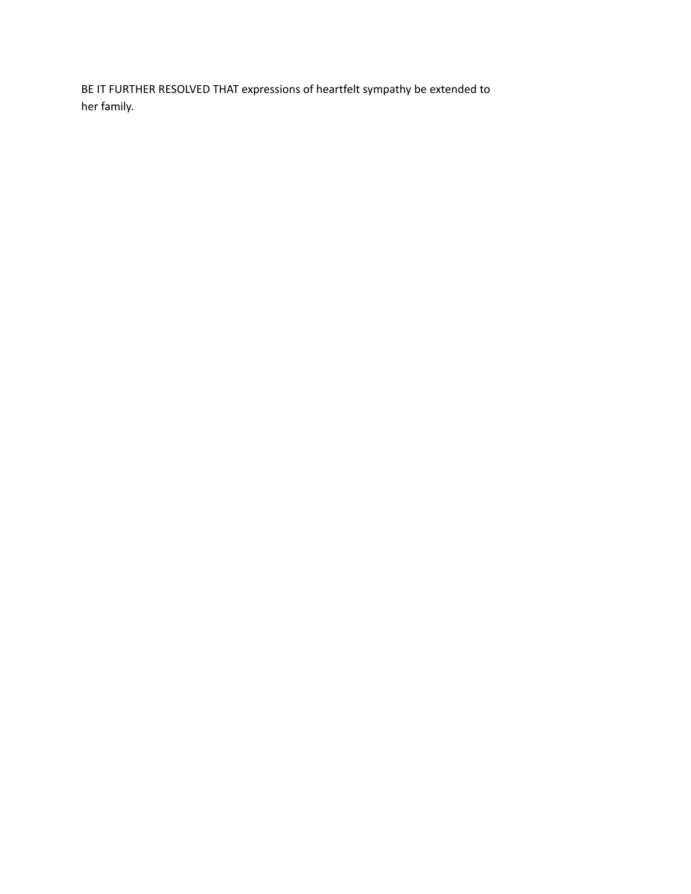BE IT FURTHER RESOLVED THAT expressions of heartfelt sympathy be extended to her family.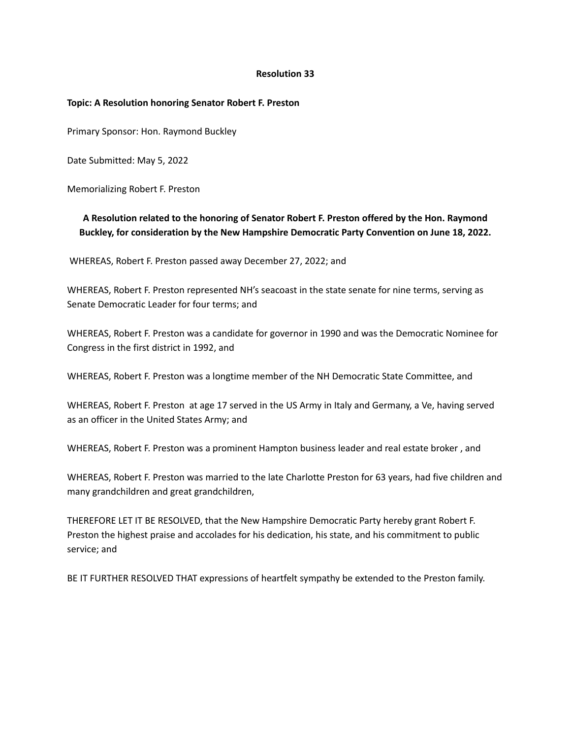**Resolution 33**

**Topic: A Resolution honoring Senator Robert F. Preston**

Primary Sponsor: Hon. Raymond Buckley

Date Submitted: May 5, 2022

Memorializing Robert F. Preston

**A Resolution related to the honoring of Senator Robert F. Preston offered by the Hon. Raymond Buckley, for consideration by the New Hampshire Democratic Party Convention on June 18, 2022.**

WHEREAS, Robert F. Preston passed away December 27, 2022; and

WHEREAS, Robert F. Preston represented NH's seacoast in the state senate for nine terms, serving as Senate Democratic Leader for four terms; and

WHEREAS, Robert F. Preston was a candidate for governor in 1990 and was the Democratic Nominee for Congress in the first district in 1992, and

WHEREAS, Robert F. Preston was a longtime member of the NH Democratic State Committee, and

WHEREAS, Robert F. Preston at age 17 served in the US Army in Italy and Germany, a Ve, having served as an officer in the United States Army; and

WHEREAS, Robert F. Preston was a prominent Hampton business leader and real estate broker , and

WHEREAS, Robert F. Preston was married to the late Charlotte Preston for 63 years, had five children and many grandchildren and great grandchildren,

THEREFORE LET IT BE RESOLVED, that the New Hampshire Democratic Party hereby grant Robert F. Preston the highest praise and accolades for his dedication, his state, and his commitment to public service; and

BE IT FURTHER RESOLVED THAT expressions of heartfelt sympathy be extended to the Preston family.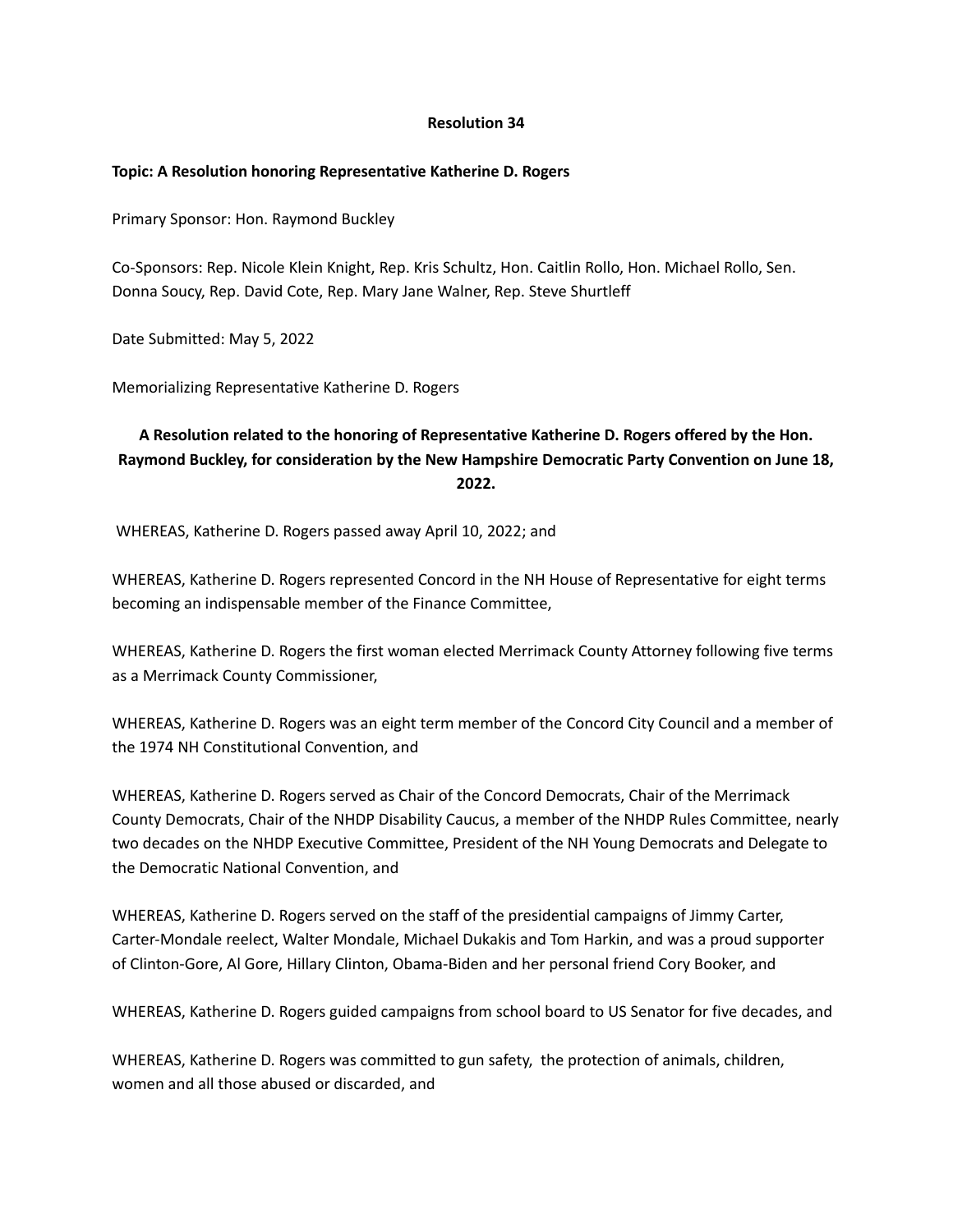**Resolution 34**

**Topic: A Resolution honoring Representative Katherine D. Rogers**

Primary Sponsor: Hon. Raymond Buckley

Co-Sponsors: Rep. Nicole Klein Knight, Rep. Kris Schultz, Hon. Caitlin Rollo, Hon. Michael Rollo, Sen. Donna Soucy, Rep. David Cote, Rep. Mary Jane Walner, Rep. Steve Shurtleff

Date Submitted: May 5, 2022

Memorializing Representative Katherine D. Rogers

**A Resolution related to the honoring of Representative Katherine D. Rogers offered by the Hon. Raymond Buckley, for consideration by the New Hampshire Democratic Party Convention on June 18, 2022.**

WHEREAS, Katherine D. Rogers passed away April 10, 2022; and

WHEREAS, Katherine D. Rogers represented Concord in the NH House of Representative for eight terms becoming an indispensable member of the Finance Committee,

WHEREAS, Katherine D. Rogers the first woman elected Merrimack County Attorney following five terms as a Merrimack County Commissioner,

WHEREAS, Katherine D. Rogers was an eight term member of the Concord City Council and a member of the 1974 NH Constitutional Convention, and

WHEREAS, Katherine D. Rogers served as Chair of the Concord Democrats, Chair of the Merrimack County Democrats, Chair of the NHDP Disability Caucus, a member of the NHDP Rules Committee, nearly two decades on the NHDP Executive Committee, President of the NH Young Democrats and Delegate to the Democratic National Convention, and

WHEREAS, Katherine D. Rogers served on the staff of the presidential campaigns of Jimmy Carter, Carter-Mondale reelect, Walter Mondale, Michael Dukakis and Tom Harkin, and was a proud supporter of Clinton-Gore, Al Gore, Hillary Clinton, Obama-Biden and her personal friend Cory Booker, and

WHEREAS, Katherine D. Rogers guided campaigns from school board to US Senator for five decades, and

WHEREAS, Katherine D. Rogers was committed to gun safety, the protection of animals, children, women and all those abused or discarded, and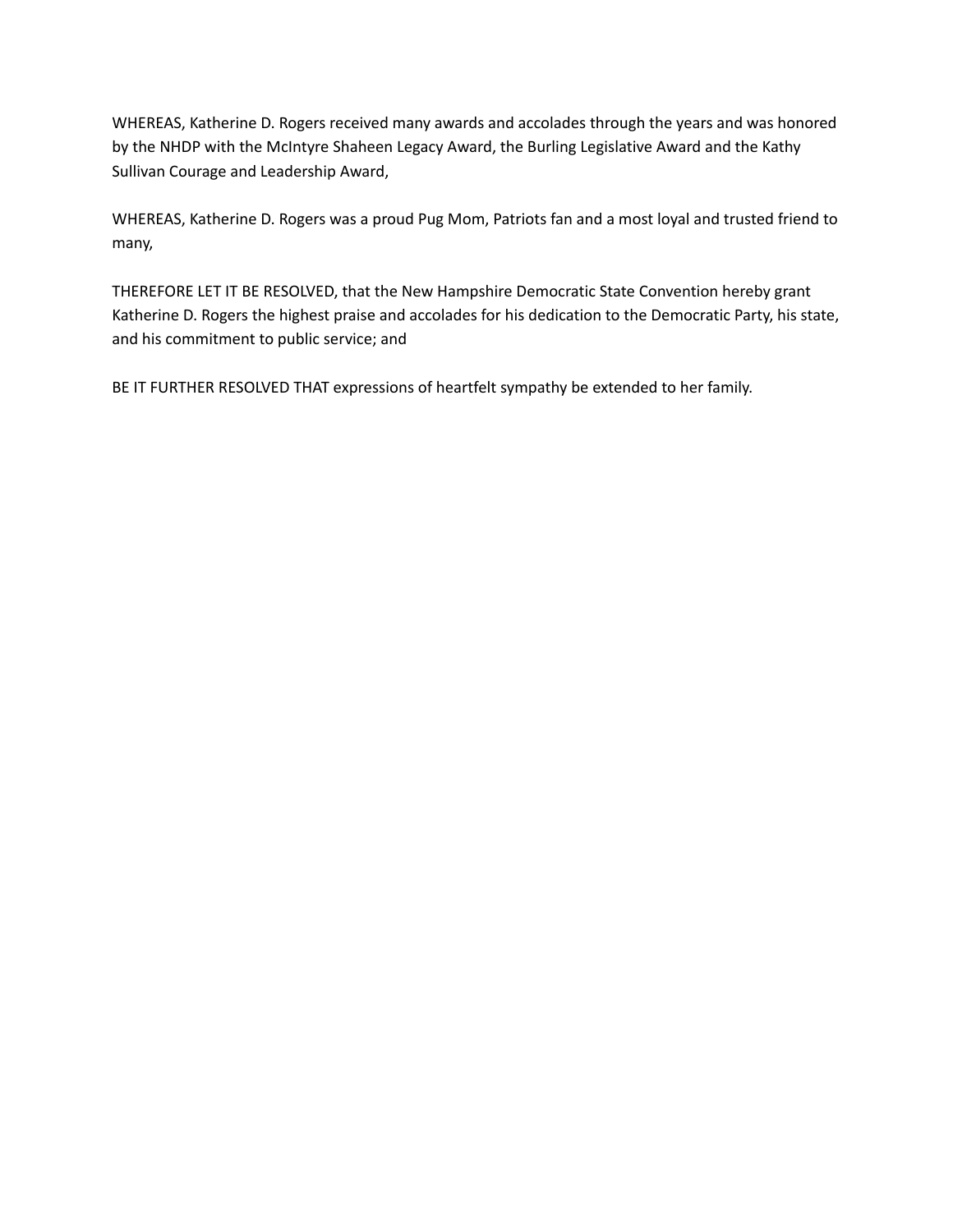WHEREAS, Katherine D. Rogers received many awards and accolades through the years and was honored by the NHDP with the McIntyre Shaheen Legacy Award, the Burling Legislative Award and the Kathy Sullivan Courage and Leadership Award,

WHEREAS, Katherine D. Rogers was a proud Pug Mom, Patriots fan and a most loyal and trusted friend to many,

THEREFORE LET IT BE RESOLVED, that the New Hampshire Democratic State Convention hereby grant Katherine D. Rogers the highest praise and accolades for his dedication to the Democratic Party, his state, and his commitment to public service; and

BE IT FURTHER RESOLVED THAT expressions of heartfelt sympathy be extended to her family.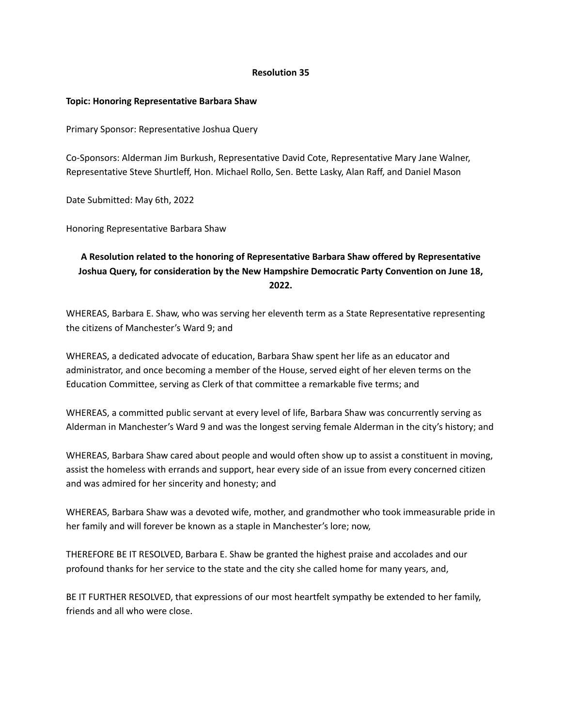**Resolution 35**

**Topic: Honoring Representative Barbara Shaw**

Primary Sponsor: Representative Joshua Query

Co-Sponsors: Alderman Jim Burkush, Representative David Cote, Representative Mary Jane Walner, Representative Steve Shurtleff, Hon. Michael Rollo, Sen. Bette Lasky, Alan Raff, and Daniel Mason

Date Submitted: May 6th, 2022

Honoring Representative Barbara Shaw

**A Resolution related to the honoring of Representative Barbara Shaw offered by Representative Joshua Query, for consideration by the New Hampshire Democratic Party Convention on June 18, 2022.**

WHEREAS, Barbara E. Shaw, who was serving her eleventh term as a State Representative representing the citizens of Manchester's Ward 9; and

WHEREAS, a dedicated advocate of education, Barbara Shaw spent her life as an educator and administrator, and once becoming a member of the House, served eight of her eleven terms on the Education Committee, serving as Clerk of that committee a remarkable five terms; and

WHEREAS, a committed public servant at every level of life, Barbara Shaw was concurrently serving as Alderman in Manchester's Ward 9 and was the longest serving female Alderman in the city's history; and

WHEREAS, Barbara Shaw cared about people and would often show up to assist a constituent in moving, assist the homeless with errands and support, hear every side of an issue from every concerned citizen and was admired for her sincerity and honesty; and

WHEREAS, Barbara Shaw was a devoted wife, mother, and grandmother who took immeasurable pride in her family and will forever be known as a staple in Manchester's lore; now,

THEREFORE BE IT RESOLVED, Barbara E. Shaw be granted the highest praise and accolades and our profound thanks for her service to the state and the city she called home for many years, and,

BE IT FURTHER RESOLVED, that expressions of our most heartfelt sympathy be extended to her family, friends and all who were close.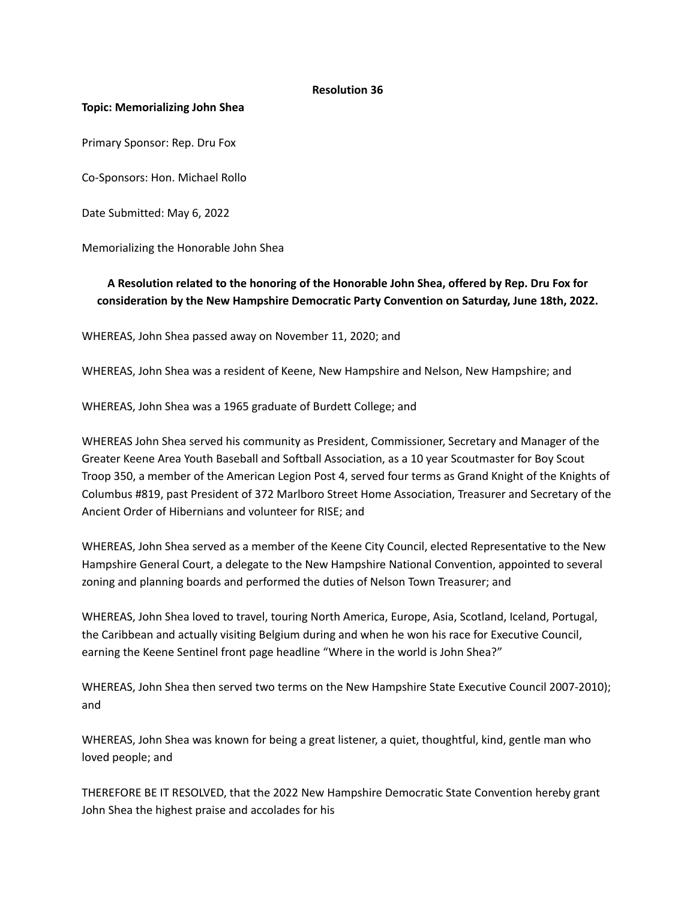**Resolution 36**

**Topic: Memorializing John Shea**

Primary Sponsor: Rep. Dru Fox

Co-Sponsors: Hon. Michael Rollo

Date Submitted: May 6, 2022

Memorializing the Honorable John Shea

**A Resolution related to the honoring of the Honorable John Shea, offered by Rep. Dru Fox for consideration by the New Hampshire Democratic Party Convention on Saturday, June 18th, 2022.**

WHEREAS, John Shea passed away on November 11, 2020; and

WHEREAS, John Shea was a resident of Keene, New Hampshire and Nelson, New Hampshire; and

WHEREAS, John Shea was a 1965 graduate of Burdett College; and

WHEREAS John Shea served his community as President, Commissioner, Secretary and Manager of the Greater Keene Area Youth Baseball and Softball Association, as a 10 year Scoutmaster for Boy Scout Troop 350, a member of the American Legion Post 4, served four terms as Grand Knight of the Knights of Columbus #819, past President of 372 Marlboro Street Home Association, Treasurer and Secretary of the Ancient Order of Hibernians and volunteer for RISE; and

WHEREAS, John Shea served as a member of the Keene City Council, elected Representative to the New Hampshire General Court, a delegate to the New Hampshire National Convention, appointed to several zoning and planning boards and performed the duties of Nelson Town Treasurer; and

WHEREAS, John Shea loved to travel, touring North America, Europe, Asia, Scotland, Iceland, Portugal, the Caribbean and actually visiting Belgium during and when he won his race for Executive Council, earning the Keene Sentinel front page headline "Where in the world is John Shea?"

WHEREAS, John Shea then served two terms on the New Hampshire State Executive Council 2007-2010); and

WHEREAS, John Shea was known for being a great listener, a quiet, thoughtful, kind, gentle man who loved people; and

THEREFORE BE IT RESOLVED, that the 2022 New Hampshire Democratic State Convention hereby grant John Shea the highest praise and accolades for his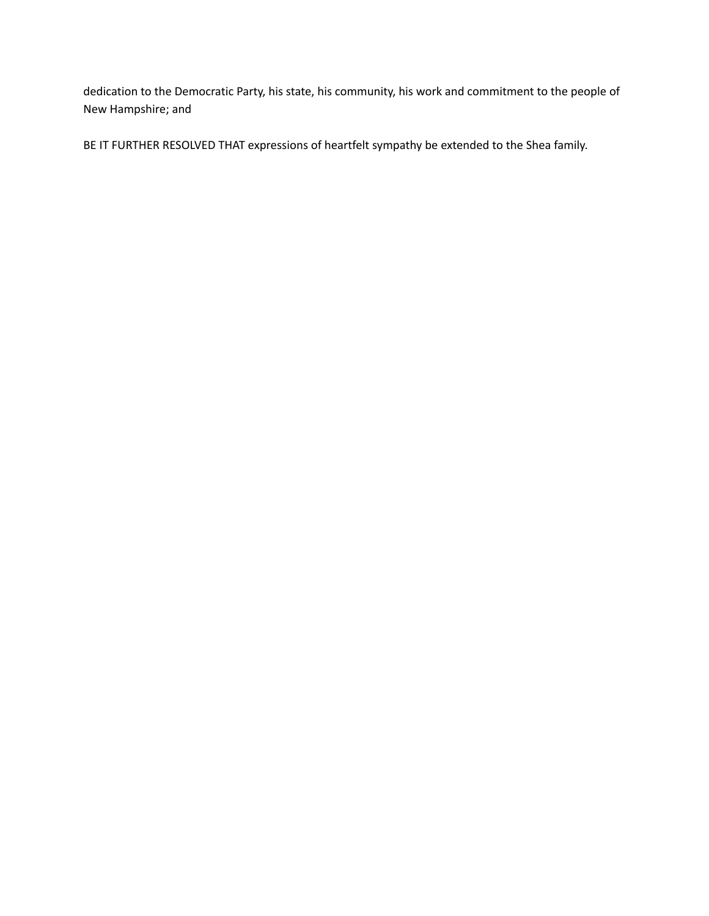dedication to the Democratic Party, his state, his community, his work and commitment to the people of New Hampshire; and

BE IT FURTHER RESOLVED THAT expressions of heartfelt sympathy be extended to the Shea family.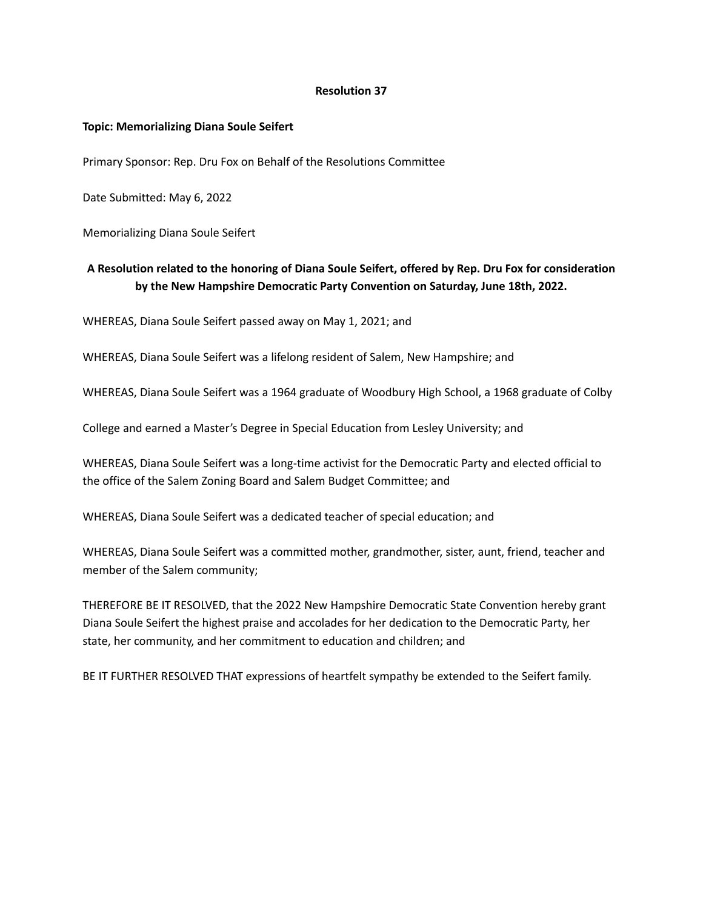# Resolution 37

**Topic: Memorializing Diana Soule Seifert**

Primary Sponsor: Rep. Dru Fox on Behalf of the Resolutions Committee

Date Submitted: May 6, 2022

Memorializing Diana Soule Seifert

**A Resolution related to the honoring of Diana Soule Seifert, offered by Rep. Dru Fox for consideration by the New Hampshire Democratic Party Convention on Saturday, June 18th, 2022.**

WHEREAS, Diana Soule Seifert passed away on May 1, 2021; and

WHEREAS, Diana Soule Seifert was a lifelong resident of Salem, New Hampshire; and

WHEREAS, Diana Soule Seifert was a 1964 graduate of Woodbury High School, a 1968 graduate of Colby College and earned a Master's Degree in Special Education from Lesley University; and

WHEREAS, Diana Soule Seifert was a long-time activist for the Democratic Party and elected official to the office of the Salem Zoning Board and Salem Budget Committee; and

WHEREAS, Diana Soule Seifert was a dedicated teacher of special education; and

WHEREAS, Diana Soule Seifert was a committed mother, grandmother, sister, aunt, friend, teacher and member of the Salem community;

THEREFORE BE IT RESOLVED, that the 2022 New Hampshire Democratic State Convention hereby grant Diana Soule Seifert the highest praise and accolades for her dedication to the Democratic Party, her state, her community, and her commitment to education and children; and

BE IT FURTHER RESOLVED THAT expressions of heartfelt sympathy be extended to the Seifert family.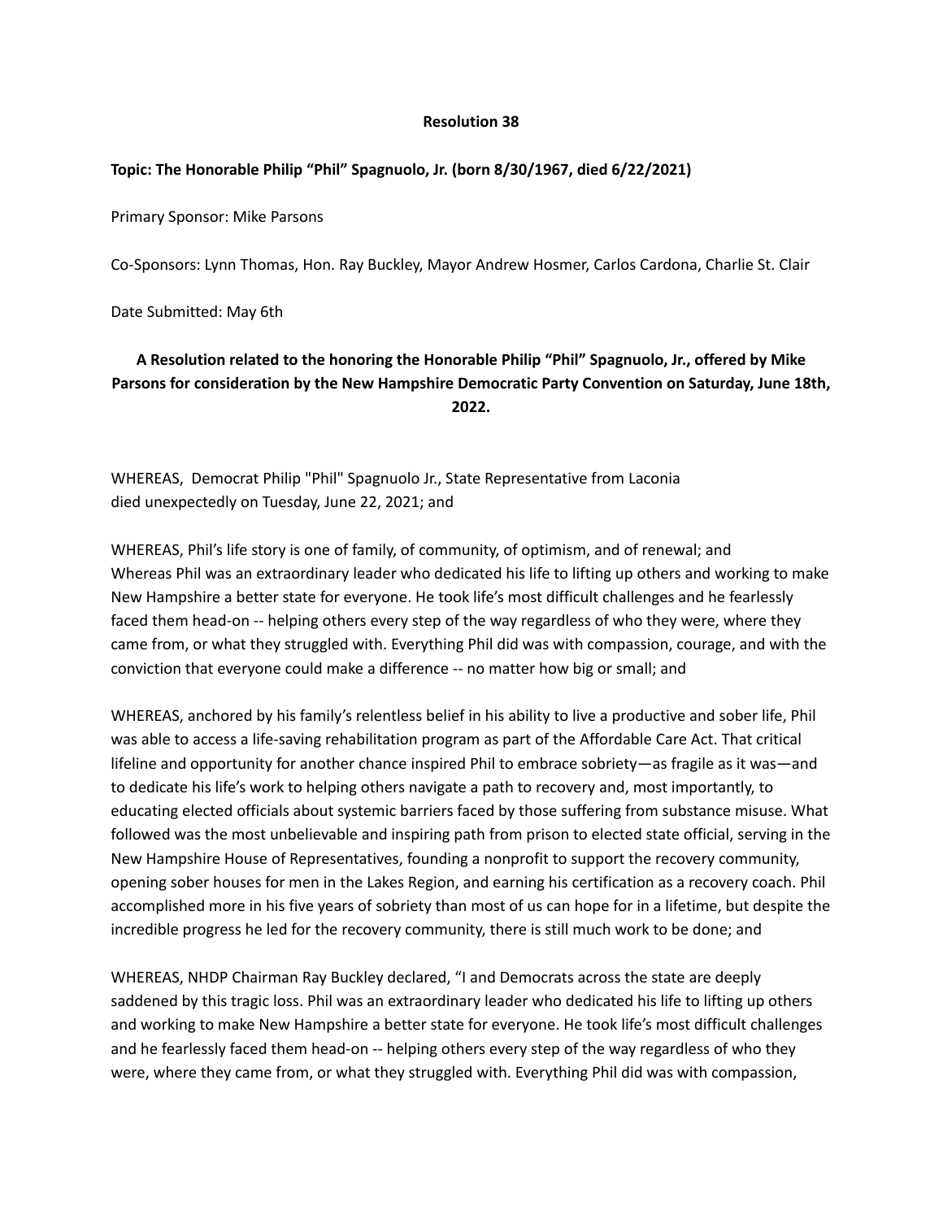**Resolution 38**

**Topic: The Honorable Philip “Phil” Spagnuolo, Jr. (born 8/30/1967, died 6/22/2021)**

Primary Sponsor: Mike Parsons

Co-Sponsors: Lynn Thomas, Hon. Ray Buckley, Mayor Andrew Hosmer, Carlos Cardona, Charlie St. Clair

Date Submitted: May 6th

**A Resolution related to the honoring the Honorable Philip “Phil” Spagnuolo, Jr., offered by Mike Parsons for consideration by the New Hampshire Democratic Party Convention on Saturday, June 18th, 2022.**

WHEREAS, Democrat Philip "Phil" Spagnuolo Jr., State Representative from Laconia died unexpectedly on Tuesday, June 22, 2021; and

WHEREAS, Phil’s life story is one of family, of community, of optimism, and of renewal; and Whereas Phil was an extraordinary leader who dedicated his life to lifting up others and working to make New Hampshire a better state for everyone. He took life’s most difficult challenges and he fearlessly faced them head-on -- helping others every step of the way regardless of who they were, where they came from, or what they struggled with. Everything Phil did was with compassion, courage, and with the conviction that everyone could make a difference -- no matter how big or small; and

WHEREAS, anchored by his family’s relentless belief in his ability to live a productive and sober life, Phil was able to access a life-saving rehabilitation program as part of the Affordable Care Act. That critical lifeline and opportunity for another chance inspired Phil to embrace sobriety—as fragile as it was—and to dedicate his life’s work to helping others navigate a path to recovery and, most importantly, to educating elected officials about systemic barriers faced by those suffering from substance misuse. What followed was the most unbelievable and inspiring path from prison to elected state official, serving in the New Hampshire House of Representatives, founding a nonprofit to support the recovery community, opening sober houses for men in the Lakes Region, and earning his certification as a recovery coach. Phil accomplished more in his five years of sobriety than most of us can hope for in a lifetime, but despite the incredible progress he led for the recovery community, there is still much work to be done; and

WHEREAS, NHDP Chairman Ray Buckley declared, “I and Democrats across the state are deeply saddened by this tragic loss. Phil was an extraordinary leader who dedicated his life to lifting up others and working to make New Hampshire a better state for everyone. He took life’s most difficult challenges and he fearlessly faced them head-on -- helping others every step of the way regardless of who they were, where they came from, or what they struggled with. Everything Phil did was with compassion,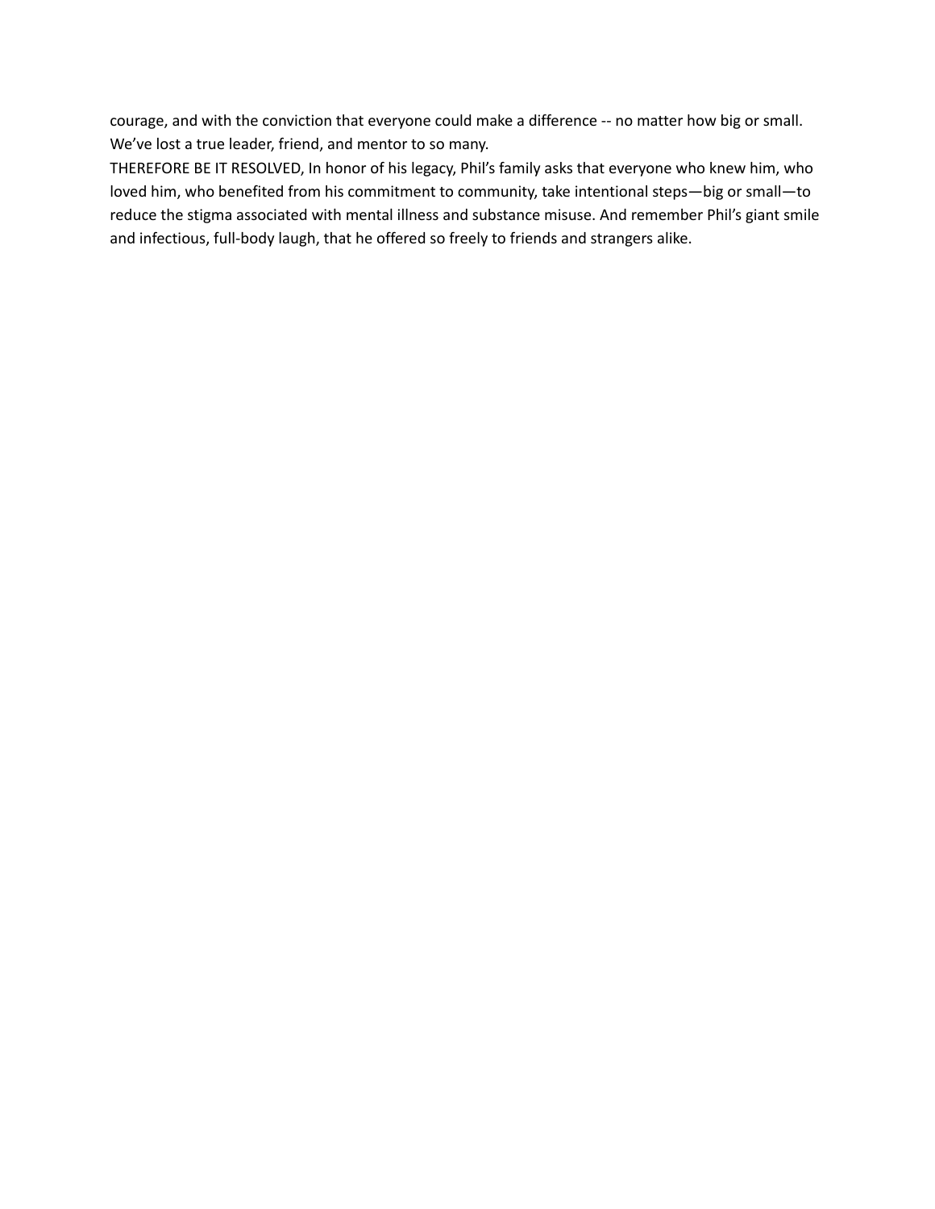courage, and with the conviction that everyone could make a difference -- no matter how big or small. We've lost a true leader, friend, and mentor to so many.

THEREFORE BE IT RESOLVED, In honor of his legacy, Phil's family asks that everyone who knew him, who loved him, who benefited from his commitment to community, take intentional steps—big or small—to reduce the stigma associated with mental illness and substance misuse. And remember Phil's giant smile and infectious, full-body laugh, that he offered so freely to friends and strangers alike.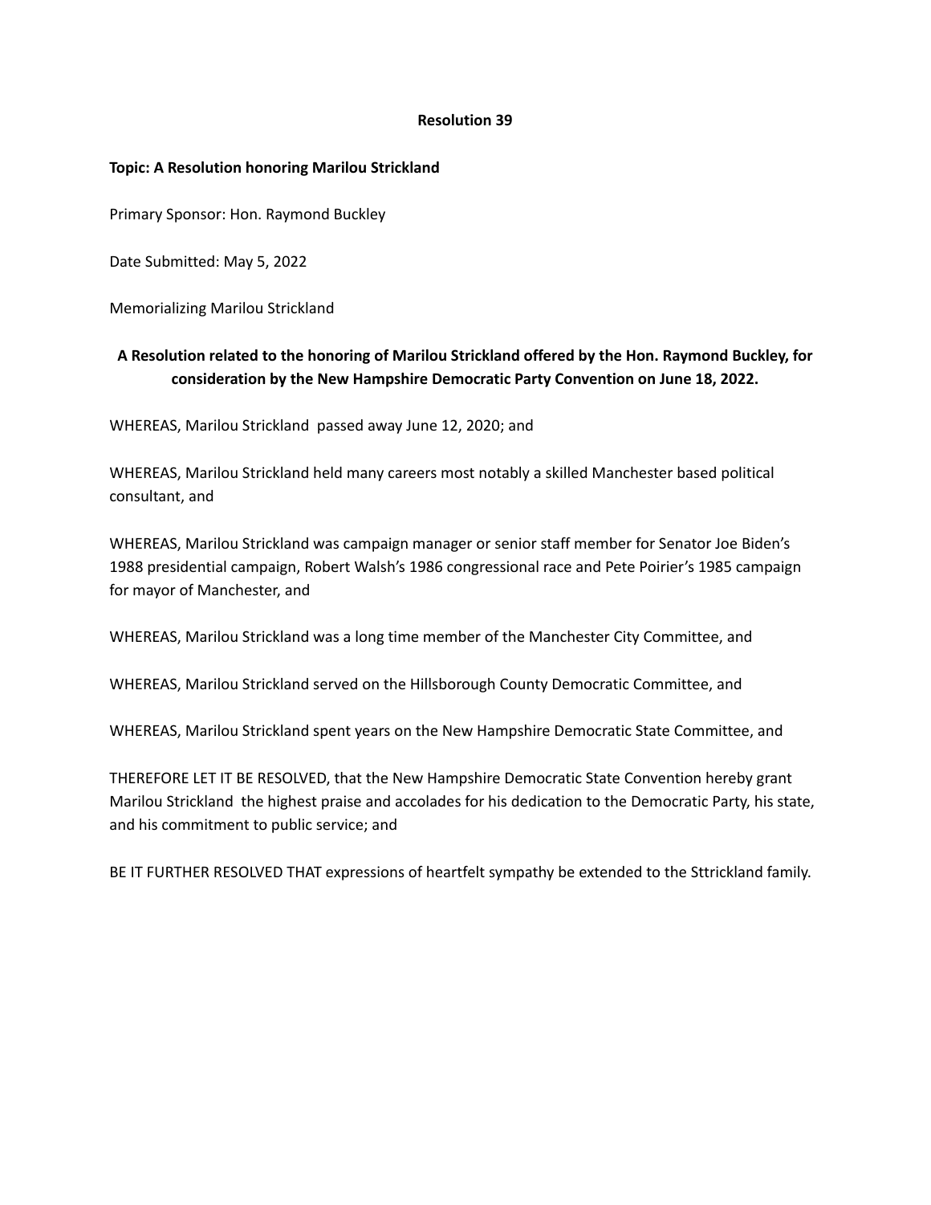**Resolution 39**

**Topic: A Resolution honoring Marilou Strickland**

Primary Sponsor: Hon. Raymond Buckley

Date Submitted: May 5, 2022

Memorializing Marilou Strickland

**A Resolution related to the honoring of Marilou Strickland offered by the Hon. Raymond Buckley, for consideration by the New Hampshire Democratic Party Convention on June 18, 2022.**

WHEREAS, Marilou Strickland passed away June 12, 2020; and

WHEREAS, Marilou Strickland held many careers most notably a skilled Manchester based political consultant, and

WHEREAS, Marilou Strickland was campaign manager or senior staff member for Senator Joe Biden's 1988 presidential campaign, Robert Walsh's 1986 congressional race and Pete Poirier's 1985 campaign for mayor of Manchester, and

WHEREAS, Marilou Strickland was a long time member of the Manchester City Committee, and

WHEREAS, Marilou Strickland served on the Hillsborough County Democratic Committee, and

WHEREAS, Marilou Strickland spent years on the New Hampshire Democratic State Committee, and

THEREFORE LET IT BE RESOLVED, that the New Hampshire Democratic State Convention hereby grant Marilou Strickland the highest praise and accolades for his dedication to the Democratic Party, his state, and his commitment to public service; and

BE IT FURTHER RESOLVED THAT expressions of heartfelt sympathy be extended to the Sttrickland family.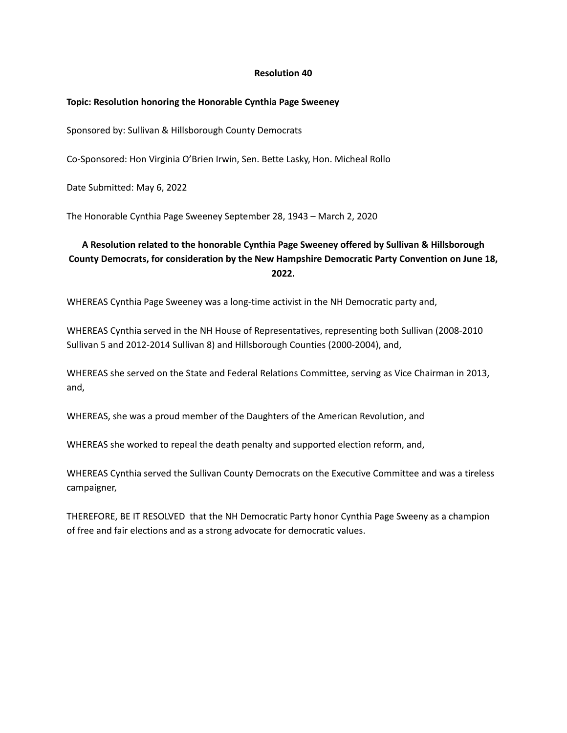**Resolution 40**

**Topic: Resolution honoring the Honorable Cynthia Page Sweeney**

Sponsored by: Sullivan & Hillsborough County Democrats

Co-Sponsored: Hon Virginia O'Brien Irwin, Sen. Bette Lasky, Hon. Micheal Rollo

Date Submitted: May 6, 2022

The Honorable Cynthia Page Sweeney September 28, 1943 – March 2, 2020

**A Resolution related to the honorable Cynthia Page Sweeney offered by Sullivan & Hillsborough County Democrats, for consideration by the New Hampshire Democratic Party Convention on June 18, 2022.**

WHEREAS Cynthia Page Sweeney was a long-time activist in the NH Democratic party and,

WHEREAS Cynthia served in the NH House of Representatives, representing both Sullivan (2008-2010 Sullivan 5 and 2012-2014 Sullivan 8) and Hillsborough Counties (2000-2004), and,

WHEREAS she served on the State and Federal Relations Committee, serving as Vice Chairman in 2013, and,

WHEREAS, she was a proud member of the Daughters of the American Revolution, and

WHEREAS she worked to repeal the death penalty and supported election reform, and,

WHEREAS Cynthia served the Sullivan County Democrats on the Executive Committee and was a tireless campaigner,

THEREFORE, BE IT RESOLVED that the NH Democratic Party honor Cynthia Page Sweeny as a champion of free and fair elections and as a strong advocate for democratic values.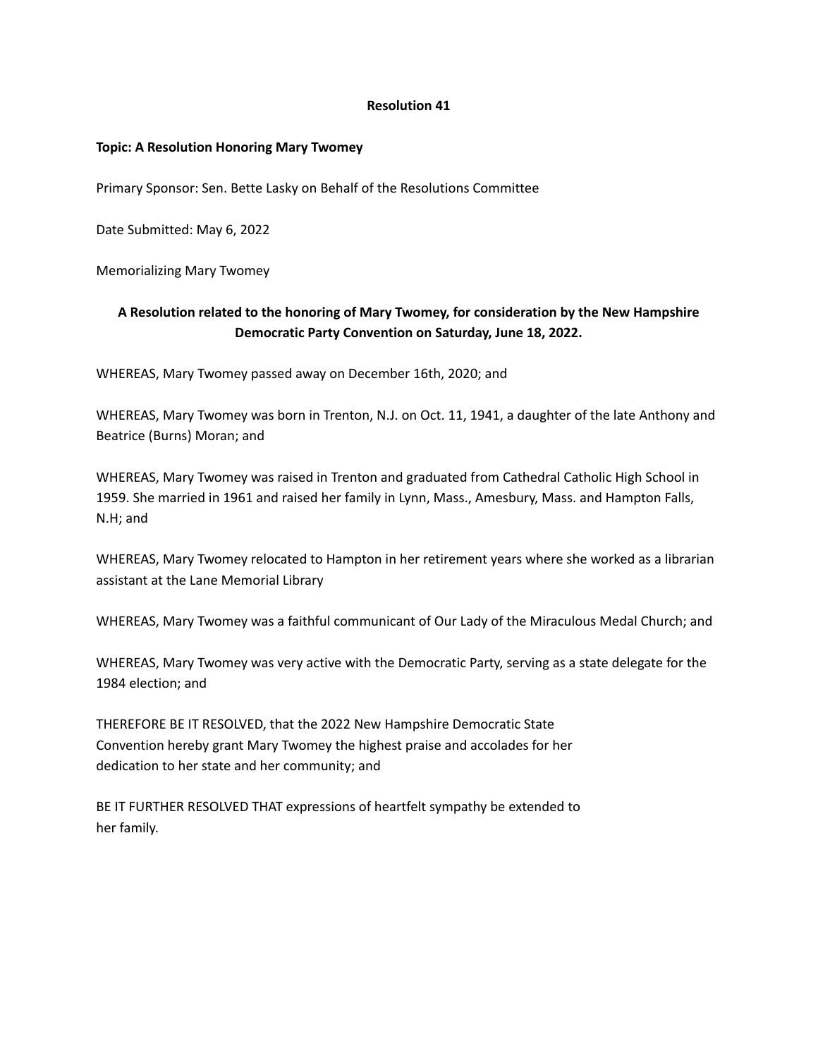**Resolution 41**

**Topic: A Resolution Honoring Mary Twomey**

Primary Sponsor: Sen. Bette Lasky on Behalf of the Resolutions Committee

Date Submitted: May 6, 2022

Memorializing Mary Twomey

**A Resolution related to the honoring of Mary Twomey, for consideration by the New Hampshire Democratic Party Convention on Saturday, June 18, 2022.**

WHEREAS, Mary Twomey passed away on December 16th, 2020; and

WHEREAS, Mary Twomey was born in Trenton, N.J. on Oct. 11, 1941, a daughter of the late Anthony and Beatrice (Burns) Moran; and

WHEREAS, Mary Twomey was raised in Trenton and graduated from Cathedral Catholic High School in 1959. She married in 1961 and raised her family in Lynn, Mass., Amesbury, Mass. and Hampton Falls, N.H; and

WHEREAS, Mary Twomey relocated to Hampton in her retirement years where she worked as a librarian assistant at the Lane Memorial Library

WHEREAS, Mary Twomey was a faithful communicant of Our Lady of the Miraculous Medal Church; and

WHEREAS, Mary Twomey was very active with the Democratic Party, serving as a state delegate for the 1984 election; and

THEREFORE BE IT RESOLVED, that the 2022 New Hampshire Democratic State Convention hereby grant Mary Twomey the highest praise and accolades for her dedication to her state and her community; and

BE IT FURTHER RESOLVED THAT expressions of heartfelt sympathy be extended to her family.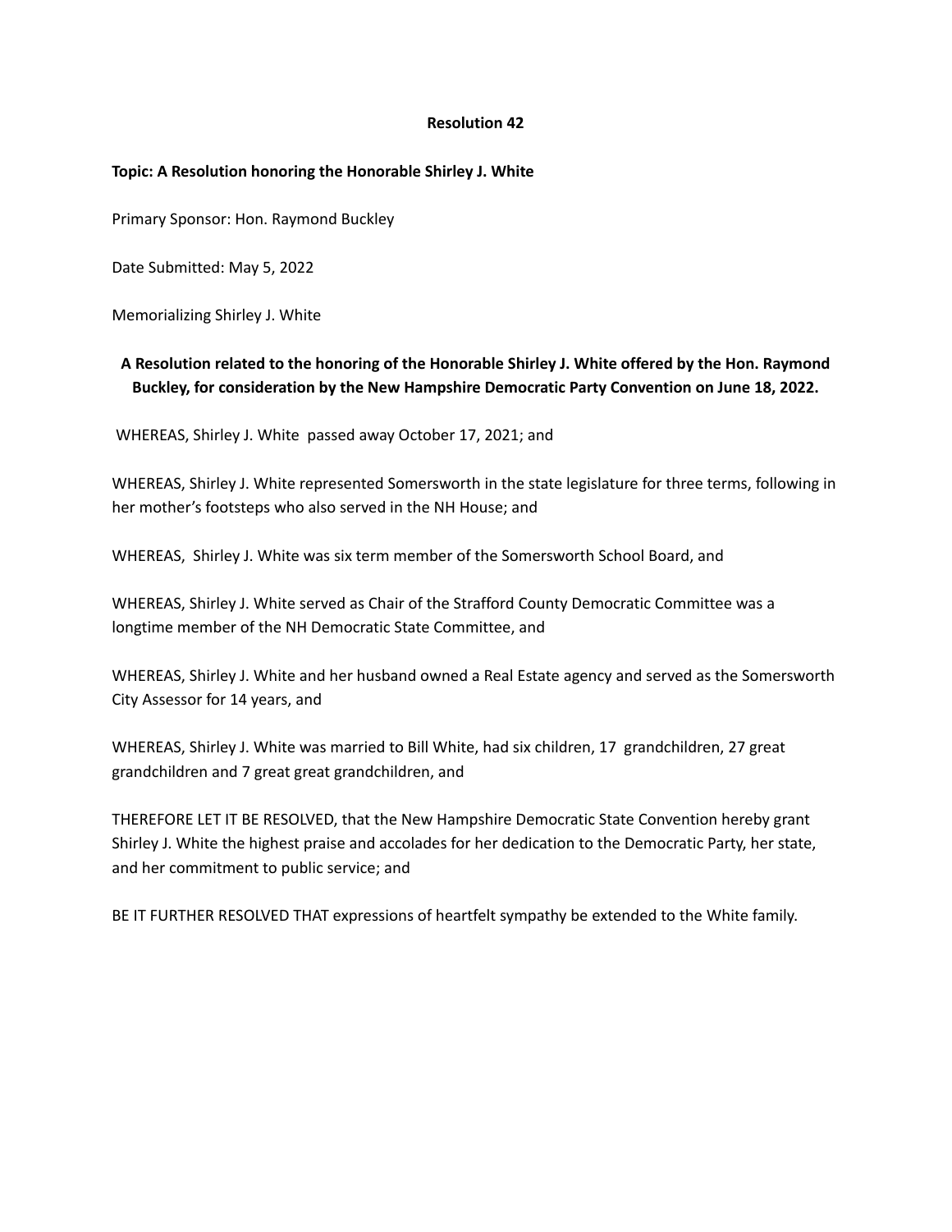**Resolution 42**

**Topic: A Resolution honoring the Honorable Shirley J. White**

Primary Sponsor: Hon. Raymond Buckley

Date Submitted: May 5, 2022

Memorializing Shirley J. White

**A Resolution related to the honoring of the Honorable Shirley J. White offered by the Hon. Raymond Buckley, for consideration by the New Hampshire Democratic Party Convention on June 18, 2022.**

WHEREAS, Shirley J. White passed away October 17, 2021; and

WHEREAS, Shirley J. White represented Somersworth in the state legislature for three terms, following in her mother's footsteps who also served in the NH House; and

WHEREAS, Shirley J. White was six term member of the Somersworth School Board, and

WHEREAS, Shirley J. White served as Chair of the Strafford County Democratic Committee was a longtime member of the NH Democratic State Committee, and

WHEREAS, Shirley J. White and her husband owned a Real Estate agency and served as the Somersworth City Assessor for 14 years, and

WHEREAS, Shirley J. White was married to Bill White, had six children, 17 grandchildren, 27 great grandchildren and 7 great great grandchildren, and

THEREFORE LET IT BE RESOLVED, that the New Hampshire Democratic State Convention hereby grant Shirley J. White the highest praise and accolades for her dedication to the Democratic Party, her state, and her commitment to public service; and

BE IT FURTHER RESOLVED THAT expressions of heartfelt sympathy be extended to the White family.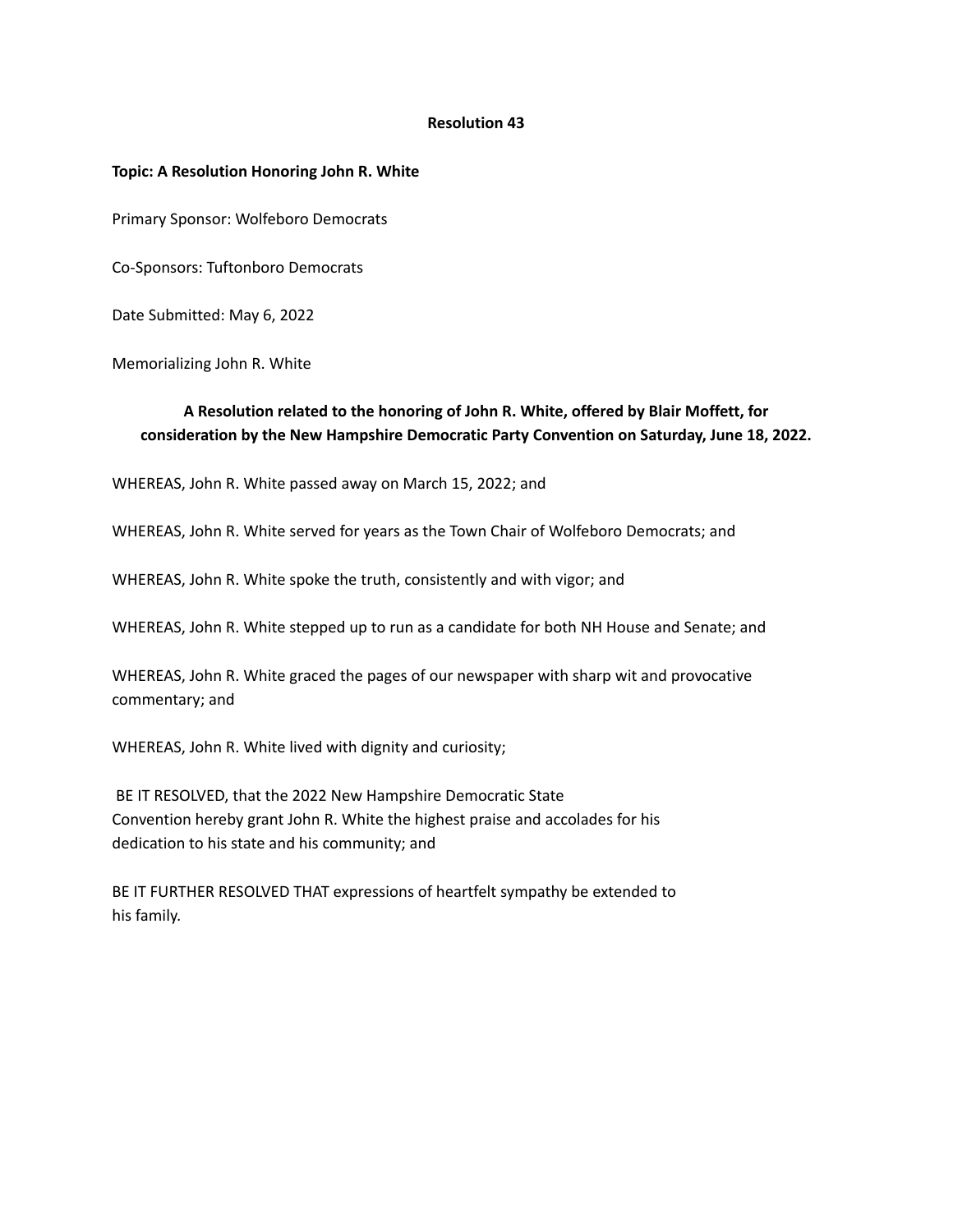**Resolution 43**

**Topic: A Resolution Honoring John R. White**

Primary Sponsor: Wolfeboro Democrats

Co-Sponsors: Tuftonboro Democrats

Date Submitted: May 6, 2022

Memorializing John R. White

**A Resolution related to the honoring of John R. White, offered by Blair Moffett, for consideration by the New Hampshire Democratic Party Convention on Saturday, June 18, 2022.**

WHEREAS, John R. White passed away on March 15, 2022; and

WHEREAS, John R. White served for years as the Town Chair of Wolfeboro Democrats; and

WHEREAS, John R. White spoke the truth, consistently and with vigor; and

WHEREAS, John R. White stepped up to run as a candidate for both NH House and Senate; and

WHEREAS, John R. White graced the pages of our newspaper with sharp wit and provocative commentary; and

WHEREAS, John R. White lived with dignity and curiosity;

BE IT RESOLVED, that the 2022 New Hampshire Democratic State Convention hereby grant John R. White the highest praise and accolades for his dedication to his state and his community; and

BE IT FURTHER RESOLVED THAT expressions of heartfelt sympathy be extended to his family.